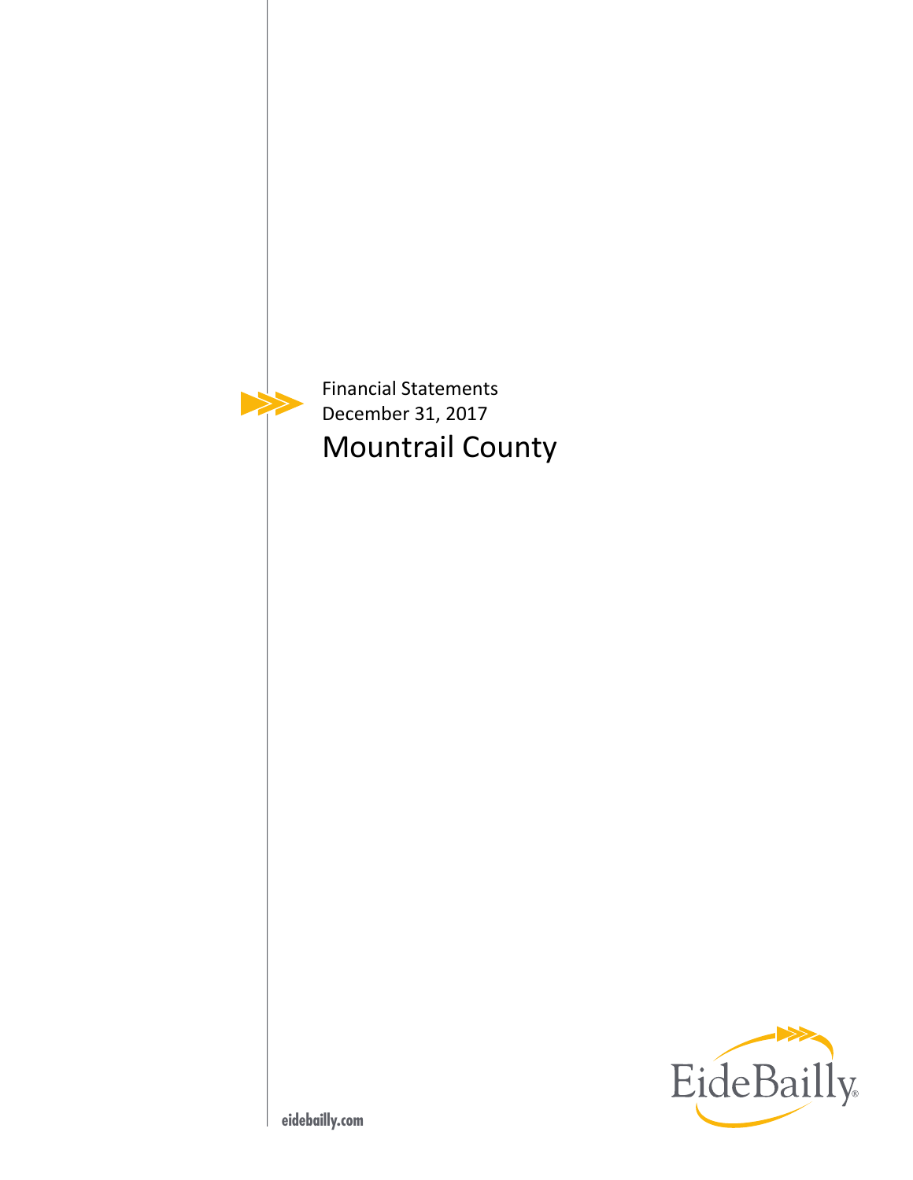Financial Statements
December 31, 2017

# Mountrail County

EideBailly

eidebailly.com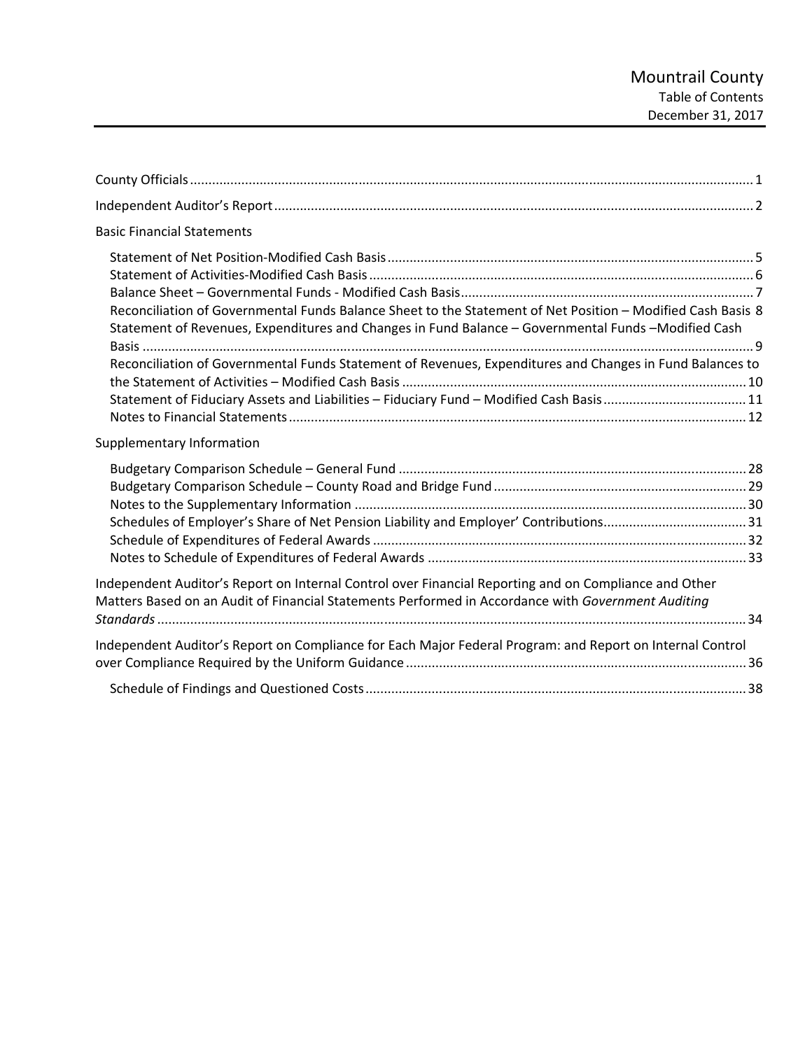# Mountrail County
## Table of Contents
### December 31, 2017

| | |
|---|---|
| County Officials | 1 |
| Independent Auditor's Report | 2 |
| **Basic Financial Statements** | |
| Statement of Net Position-Modified Cash Basis | 5 |
| Statement of Activities-Modified Cash Basis | 6 |
| Balance Sheet – Governmental Funds - Modified Cash Basis | 7 |
| Reconciliation of Governmental Funds Balance Sheet to the Statement of Net Position – Modified Cash Basis | 8 |
| Statement of Revenues, Expenditures and Changes in Fund Balance – Governmental Funds –Modified Cash Basis | 9 |
| Reconciliation of Governmental Funds Statement of Revenues, Expenditures and Changes in Fund Balances to the Statement of Activities – Modified Cash Basis | 10 |
| Statement of Fiduciary Assets and Liabilities – Fiduciary Fund – Modified Cash Basis | 11 |
| Notes to Financial Statements | 12 |
| **Supplementary Information** | |
| Budgetary Comparison Schedule – General Fund | 28 |
| Budgetary Comparison Schedule – County Road and Bridge Fund | 29 |
| Notes to the Supplementary Information | 30 |
| Schedules of Employer's Share of Net Pension Liability and Employer' Contributions | 31 |
| Schedule of Expenditures of Federal Awards | 32 |
| Notes to Schedule of Expenditures of Federal Awards | 33 |
| Independent Auditor's Report on Internal Control over Financial Reporting and on Compliance and Other Matters Based on an Audit of Financial Statements Performed in Accordance with *Government Auditing Standards* | 34 |
| Independent Auditor's Report on Compliance for Each Major Federal Program: and Report on Internal Control over Compliance Required by the Uniform Guidance | 36 |
| Schedule of Findings and Questioned Costs | 38 |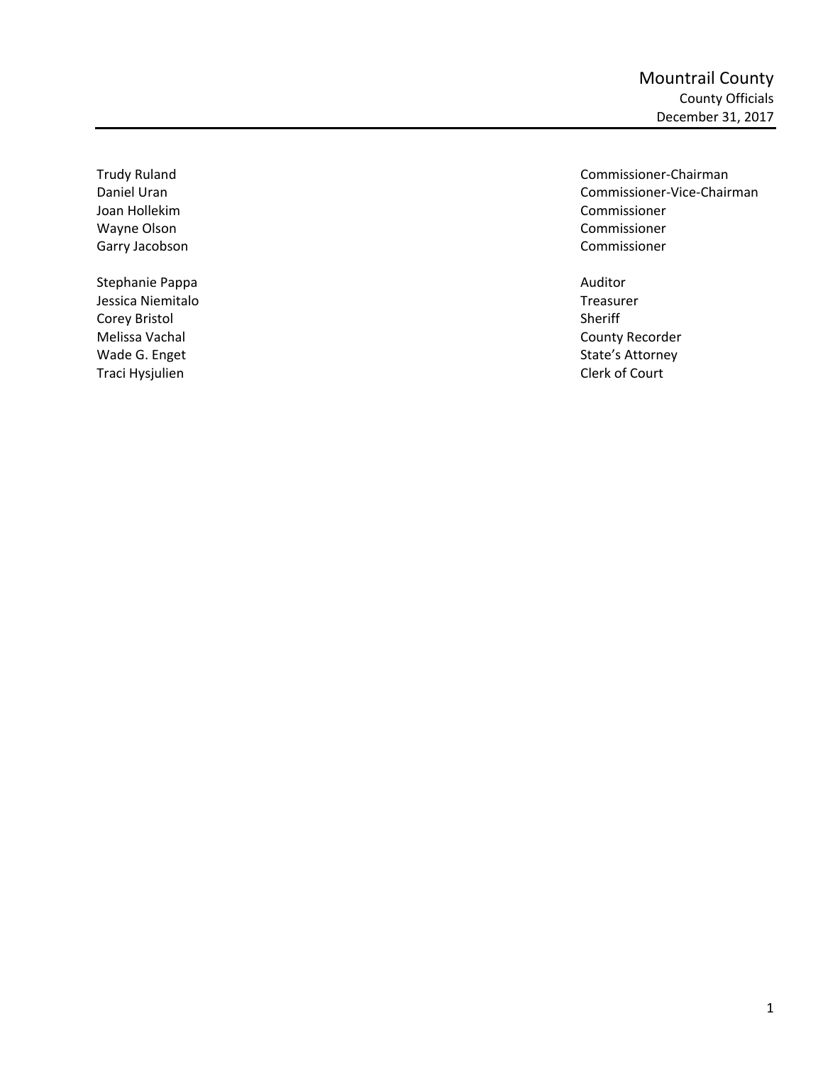# Mountrail County

## County Officials

December 31, 2017

| | |
|---|---|
| Trudy Ruland | Commissioner-Chairman |
| Daniel Uran | Commissioner-Vice-Chairman |
| Joan Hollekim | Commissioner |
| Wayne Olson | Commissioner |
| Garry Jacobson | Commissioner |
| | |
| Stephanie Pappa | Auditor |
| Jessica Niemitalo | Treasurer |
| Corey Bristol | Sheriff |
| Melissa Vachal | County Recorder |
| Wade G. Enget | State's Attorney |
| Traci Hysjulien | Clerk of Court |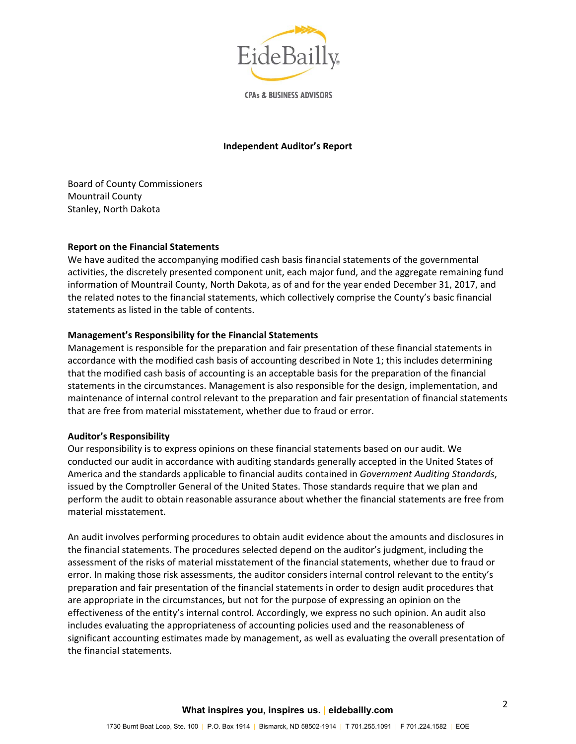**Independent Auditor's Report**

Board of County Commissioners
Mountrail County
Stanley, North Dakota

**Report on the Financial Statements**

We have audited the accompanying modified cash basis financial statements of the governmental activities, the discretely presented component unit, each major fund, and the aggregate remaining fund information of Mountrail County, North Dakota, as of and for the year ended December 31, 2017, and the related notes to the financial statements, which collectively comprise the County's basic financial statements as listed in the table of contents.

**Management's Responsibility for the Financial Statements**

Management is responsible for the preparation and fair presentation of these financial statements in accordance with the modified cash basis of accounting described in Note 1; this includes determining that the modified cash basis of accounting is an acceptable basis for the preparation of the financial statements in the circumstances. Management is also responsible for the design, implementation, and maintenance of internal control relevant to the preparation and fair presentation of financial statements that are free from material misstatement, whether due to fraud or error.

**Auditor's Responsibility**

Our responsibility is to express opinions on these financial statements based on our audit. We conducted our audit in accordance with auditing standards generally accepted in the United States of America and the standards applicable to financial audits contained in *Government Auditing Standards*, issued by the Comptroller General of the United States. Those standards require that we plan and perform the audit to obtain reasonable assurance about whether the financial statements are free from material misstatement.

An audit involves performing procedures to obtain audit evidence about the amounts and disclosures in the financial statements. The procedures selected depend on the auditor's judgment, including the assessment of the risks of material misstatement of the financial statements, whether due to fraud or error. In making those risk assessments, the auditor considers internal control relevant to the entity's preparation and fair presentation of the financial statements in order to design audit procedures that are appropriate in the circumstances, but not for the purpose of expressing an opinion on the effectiveness of the entity's internal control. Accordingly, we express no such opinion. An audit also includes evaluating the appropriateness of accounting policies used and the reasonableness of significant accounting estimates made by management, as well as evaluating the overall presentation of the financial statements.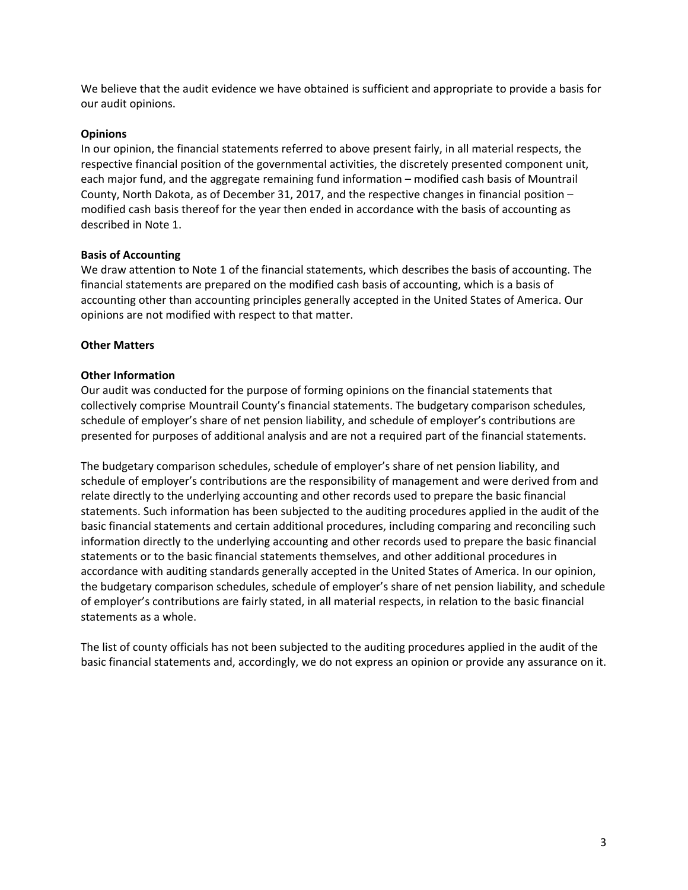We believe that the audit evidence we have obtained is sufficient and appropriate to provide a basis for our audit opinions.

**Opinions**

In our opinion, the financial statements referred to above present fairly, in all material respects, the respective financial position of the governmental activities, the discretely presented component unit, each major fund, and the aggregate remaining fund information – modified cash basis of Mountrail County, North Dakota, as of December 31, 2017, and the respective changes in financial position – modified cash basis thereof for the year then ended in accordance with the basis of accounting as described in Note 1.

**Basis of Accounting**

We draw attention to Note 1 of the financial statements, which describes the basis of accounting. The financial statements are prepared on the modified cash basis of accounting, which is a basis of accounting other than accounting principles generally accepted in the United States of America. Our opinions are not modified with respect to that matter.

**Other Matters**

**Other Information**

Our audit was conducted for the purpose of forming opinions on the financial statements that collectively comprise Mountrail County's financial statements. The budgetary comparison schedules, schedule of employer's share of net pension liability, and schedule of employer's contributions are presented for purposes of additional analysis and are not a required part of the financial statements.

The budgetary comparison schedules, schedule of employer's share of net pension liability, and schedule of employer's contributions are the responsibility of management and were derived from and relate directly to the underlying accounting and other records used to prepare the basic financial statements. Such information has been subjected to the auditing procedures applied in the audit of the basic financial statements and certain additional procedures, including comparing and reconciling such information directly to the underlying accounting and other records used to prepare the basic financial statements or to the basic financial statements themselves, and other additional procedures in accordance with auditing standards generally accepted in the United States of America. In our opinion, the budgetary comparison schedules, schedule of employer's share of net pension liability, and schedule of employer's contributions are fairly stated, in all material respects, in relation to the basic financial statements as a whole.

The list of county officials has not been subjected to the auditing procedures applied in the audit of the basic financial statements and, accordingly, we do not express an opinion or provide any assurance on it.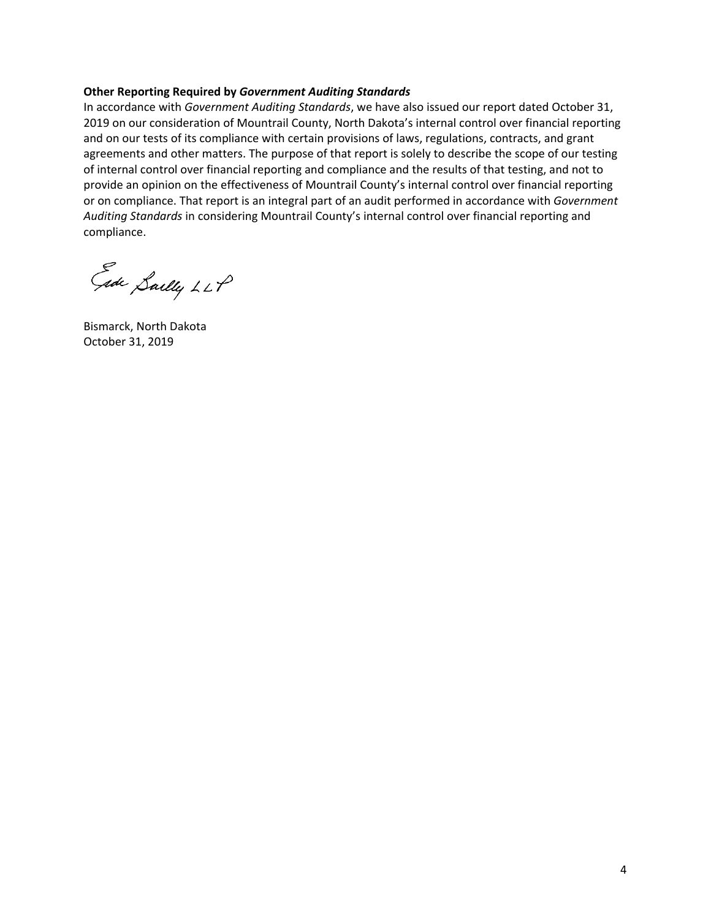**Other Reporting Required by *Government Auditing Standards***

In accordance with *Government Auditing Standards*, we have also issued our report dated October 31, 2019 on our consideration of Mountrail County, North Dakota's internal control over financial reporting and on our tests of its compliance with certain provisions of laws, regulations, contracts, and grant agreements and other matters. The purpose of that report is solely to describe the scope of our testing of internal control over financial reporting and compliance and the results of that testing, and not to provide an opinion on the effectiveness of Mountrail County's internal control over financial reporting or on compliance. That report is an integral part of an audit performed in accordance with *Government Auditing Standards* in considering Mountrail County's internal control over financial reporting and compliance.

Eide Bailly LLP

Bismarck, North Dakota
October 31, 2019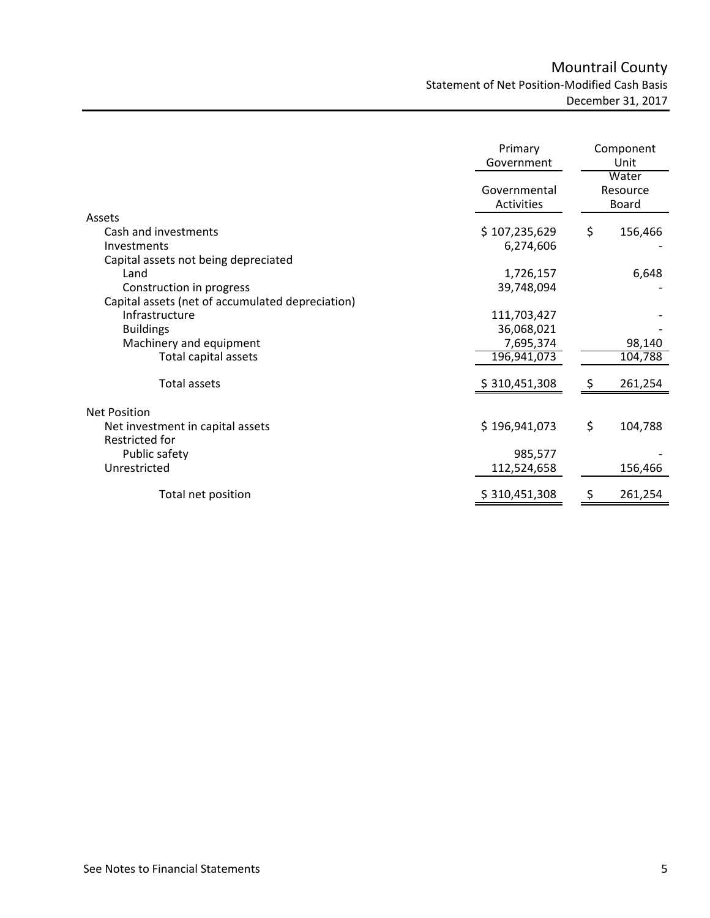# Mountrail County

Statement of Net Position-Modified Cash Basis

December 31, 2017

| | Primary Government | Component Unit |
|---|---|---|
| | Governmental Activities | Water Resource Board |
| **Assets** | | |
| Cash and investments | $ 107,235,629 | $ 156,466 |
| Investments | 6,274,606 | - |
| Capital assets not being depreciated | | |
| Land | 1,726,157 | 6,648 |
| Construction in progress | 39,748,094 | - |
| Capital assets (net of accumulated depreciation) | | |
| Infrastructure | 111,703,427 | - |
| Buildings | 36,068,021 | - |
| Machinery and equipment | 7,695,374 | 98,140 |
| Total capital assets | 196,941,073 | 104,788 |
| Total assets | $ 310,451,308 | $ 261,254 |
| **Net Position** | | |
| Net investment in capital assets | $ 196,941,073 | $ 104,788 |
| Restricted for | | |
| Public safety | 985,577 | - |
| Unrestricted | 112,524,658 | 156,466 |
| Total net position | $ 310,451,308 | $ 261,254 |

See Notes to Financial Statements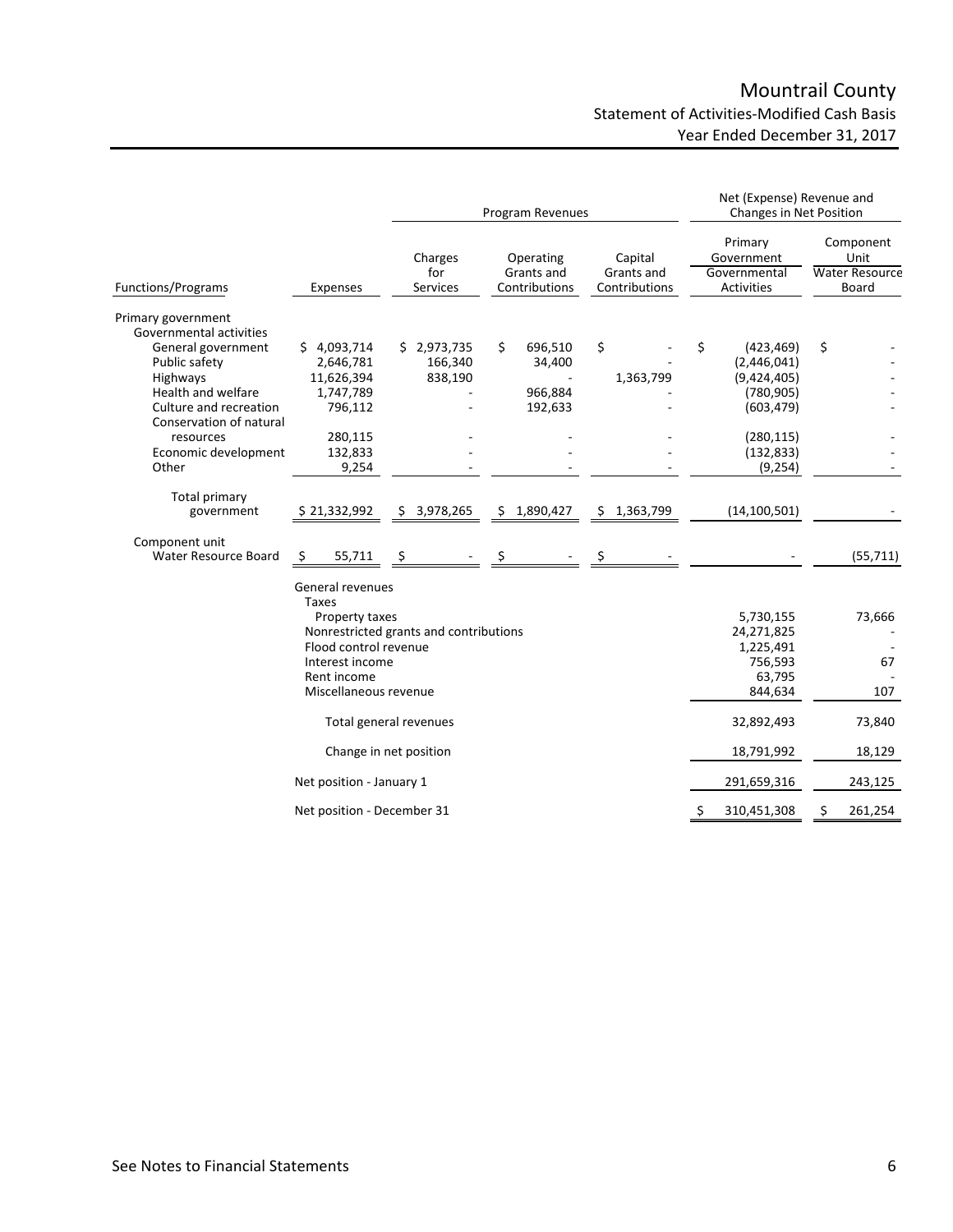# Mountrail County

## Statement of Activities-Modified Cash Basis

### Year Ended December 31, 2017

| | | Program Revenues | | | Net (Expense) Revenue and Changes in Net Position | |
|---|---|---|---|---|---|---|
| Functions/Programs | Expenses | Charges for Services | Operating Grants and Contributions | Capital Grants and Contributions | Primary Government Governmental Activities | Component Unit Water Resource Board |
| Primary government | | | | | | |
| Governmental activities | | | | | | |
| General government | $ 4,093,714 | $ 2,973,735 | $ 696,510 | $ - | $ (423,469) | $ - |
| Public safety | 2,646,781 | 166,340 | 34,400 | - | (2,446,041) | - |
| Highways | 11,626,394 | 838,190 | - | 1,363,799 | (9,424,405) | - |
| Health and welfare | 1,747,789 | - | 966,884 | - | (780,905) | - |
| Culture and recreation | 796,112 | - | 192,633 | - | (603,479) | - |
| Conservation of natural resources | 280,115 | - | - | - | (280,115) | - |
| Economic development | 132,833 | - | - | - | (132,833) | - |
| Other | 9,254 | - | - | - | (9,254) | - |
| Total primary government | $ 21,332,992 | $ 3,978,265 | $ 1,890,427 | $ 1,363,799 | (14,100,501) | - |
| Component unit | | | | | | |
| Water Resource Board | $ 55,711 | $ - | $ - | $ - | - | (55,711) |
| | General revenues | | | | | |
| | Taxes | | | | | |
| | Property taxes | | | | 5,730,155 | 73,666 |
| | Nonrestricted grants and contributions | | | | 24,271,825 | - |
| | Flood control revenue | | | | 1,225,491 | - |
| | Interest income | | | | 756,593 | 67 |
| | Rent income | | | | 63,795 | - |
| | Miscellaneous revenue | | | | 844,634 | 107 |
| | Total general revenues | | | | 32,892,493 | 73,840 |
| | Change in net position | | | | 18,791,992 | 18,129 |
| | Net position - January 1 | | | | 291,659,316 | 243,125 |
| | Net position - December 31 | | | | $ 310,451,308 | $ 261,254 |

See Notes to Financial Statements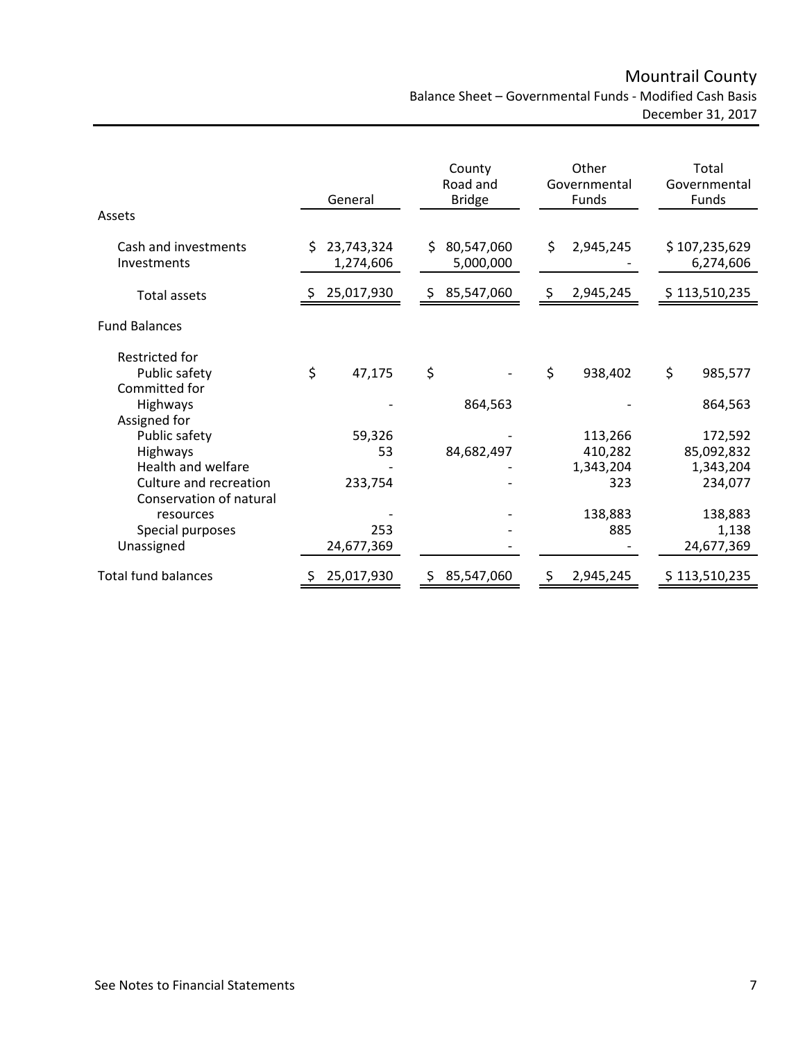# Mountrail County

Balance Sheet – Governmental Funds - Modified Cash Basis
December 31, 2017

| | General | County Road and Bridge | Other Governmental Funds | Total Governmental Funds |
|---|---|---|---|---|
| **Assets** | | | | |
| Cash and investments | $ 23,743,324 | $ 80,547,060 | $ 2,945,245 | $ 107,235,629 |
| Investments | 1,274,606 | 5,000,000 | - | 6,274,606 |
| Total assets | $ 25,017,930 | $ 85,547,060 | $ 2,945,245 | $ 113,510,235 |
| **Fund Balances** | | | | |
| Restricted for | | | | |
| Public safety | $ 47,175 | $ - | $ 938,402 | $ 985,577 |
| Committed for | | | | |
| Highways | - | 864,563 | - | 864,563 |
| Assigned for | | | | |
| Public safety | 59,326 | - | 113,266 | 172,592 |
| Highways | 53 | 84,682,497 | 410,282 | 85,092,832 |
| Health and welfare | - | - | 1,343,204 | 1,343,204 |
| Culture and recreation | 233,754 | - | 323 | 234,077 |
| Conservation of natural resources | - | - | 138,883 | 138,883 |
| Special purposes | 253 | - | 885 | 1,138 |
| Unassigned | 24,677,369 | - | - | 24,677,369 |
| Total fund balances | $ 25,017,930 | $ 85,547,060 | $ 2,945,245 | $ 113,510,235 |

See Notes to Financial Statements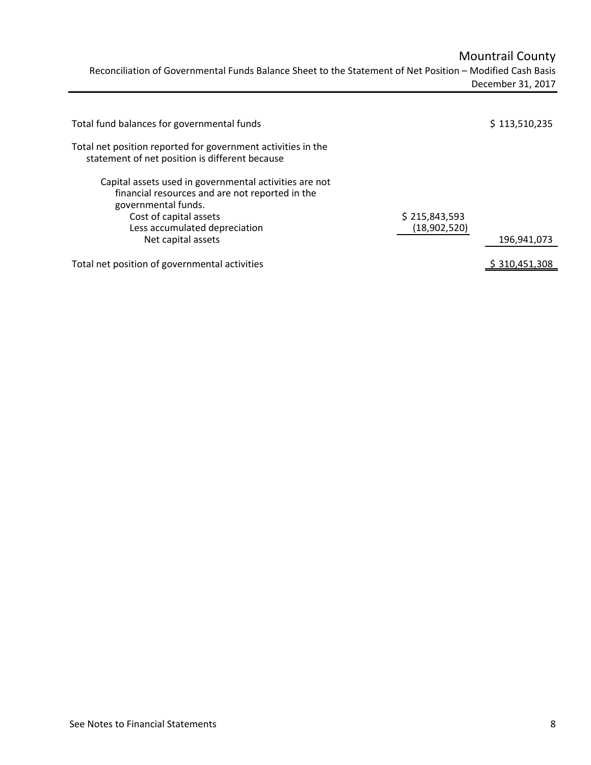# Mountrail County

Reconciliation of Governmental Funds Balance Sheet to the Statement of Net Position – Modified Cash Basis
December 31, 2017

| | | |
|---|---|---|
| Total fund balances for governmental funds | | $ 113,510,235 |
| Total net position reported for government activities in the statement of net position is different because | | |
| Capital assets used in governmental activities are not financial resources and are not reported in the governmental funds. | | |
| Cost of capital assets | $ 215,843,593 | |
| Less accumulated depreciation | (18,902,520) | |
| Net capital assets | | 196,941,073 |
| Total net position of governmental activities | | $ 310,451,308 |

See Notes to Financial Statements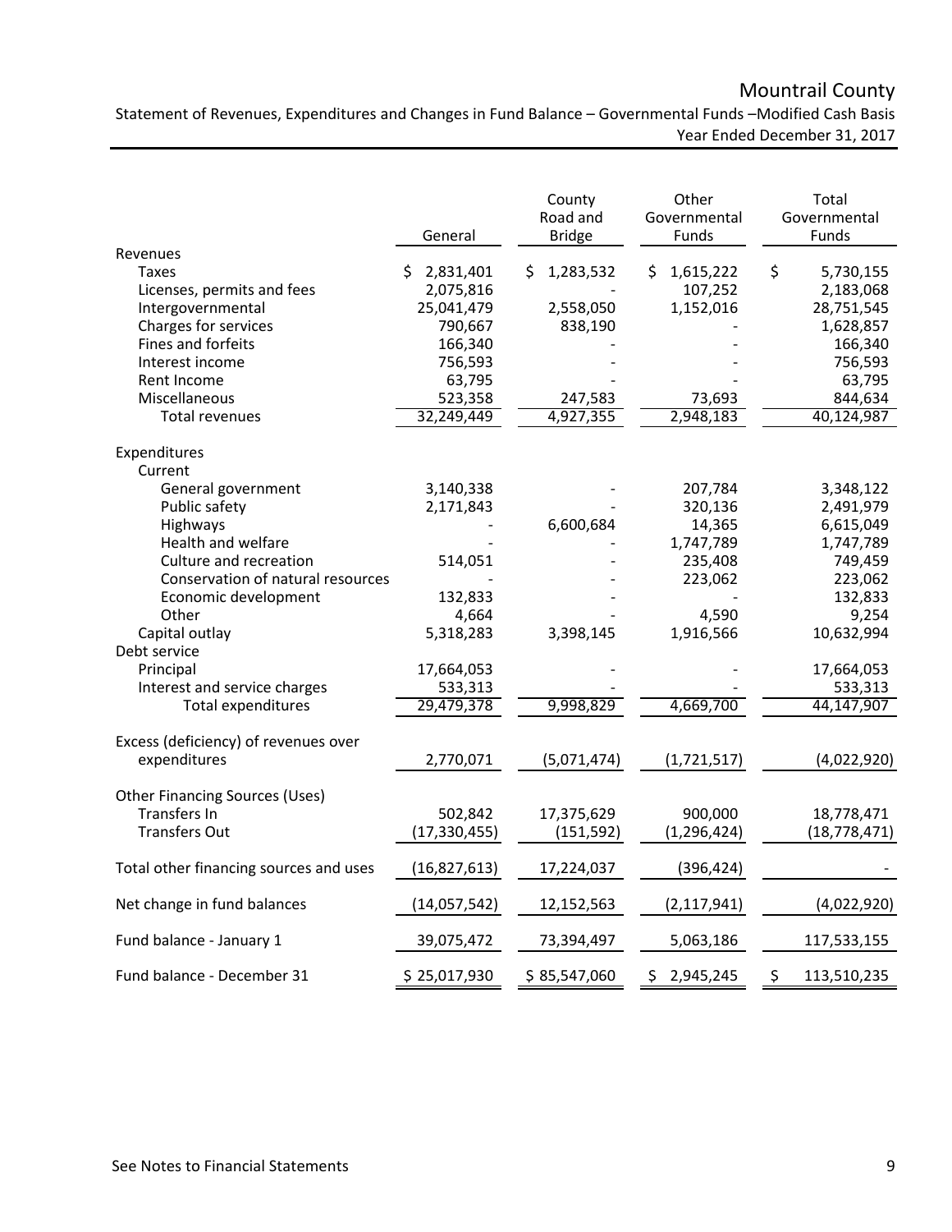# Mountrail County

Statement of Revenues, Expenditures and Changes in Fund Balance – Governmental Funds –Modified Cash Basis
Year Ended December 31, 2017

| | General | County Road and Bridge | Other Governmental Funds | Total Governmental Funds |
|---|---|---|---|---|
| **Revenues** | | | | |
| Taxes | $ 2,831,401 | $ 1,283,532 | $ 1,615,222 | $ 5,730,155 |
| Licenses, permits and fees | 2,075,816 | - | 107,252 | 2,183,068 |
| Intergovernmental | 25,041,479 | 2,558,050 | 1,152,016 | 28,751,545 |
| Charges for services | 790,667 | 838,190 | - | 1,628,857 |
| Fines and forfeits | 166,340 | - | - | 166,340 |
| Interest income | 756,593 | - | - | 756,593 |
| Rent Income | 63,795 | - | - | 63,795 |
| Miscellaneous | 523,358 | 247,583 | 73,693 | 844,634 |
| Total revenues | 32,249,449 | 4,927,355 | 2,948,183 | 40,124,987 |
| **Expenditures** | | | | |
| Current | | | | |
| General government | 3,140,338 | - | 207,784 | 3,348,122 |
| Public safety | 2,171,843 | - | 320,136 | 2,491,979 |
| Highways | - | 6,600,684 | 14,365 | 6,615,049 |
| Health and welfare | - | - | 1,747,789 | 1,747,789 |
| Culture and recreation | 514,051 | - | 235,408 | 749,459 |
| Conservation of natural resources | - | - | 223,062 | 223,062 |
| Economic development | 132,833 | - | - | 132,833 |
| Other | 4,664 | - | 4,590 | 9,254 |
| Capital outlay | 5,318,283 | 3,398,145 | 1,916,566 | 10,632,994 |
| Debt service | | | | |
| Principal | 17,664,053 | - | - | 17,664,053 |
| Interest and service charges | 533,313 | - | - | 533,313 |
| Total expenditures | 29,479,378 | 9,998,829 | 4,669,700 | 44,147,907 |
| Excess (deficiency) of revenues over expenditures | 2,770,071 | (5,071,474) | (1,721,517) | (4,022,920) |
| **Other Financing Sources (Uses)** | | | | |
| Transfers In | 502,842 | 17,375,629 | 900,000 | 18,778,471 |
| Transfers Out | (17,330,455) | (151,592) | (1,296,424) | (18,778,471) |
| Total other financing sources and uses | (16,827,613) | 17,224,037 | (396,424) | - |
| Net change in fund balances | (14,057,542) | 12,152,563 | (2,117,941) | (4,022,920) |
| Fund balance - January 1 | 39,075,472 | 73,394,497 | 5,063,186 | 117,533,155 |
| Fund balance - December 31 | $ 25,017,930 | $ 85,547,060 | $ 2,945,245 | $ 113,510,235 |

See Notes to Financial Statements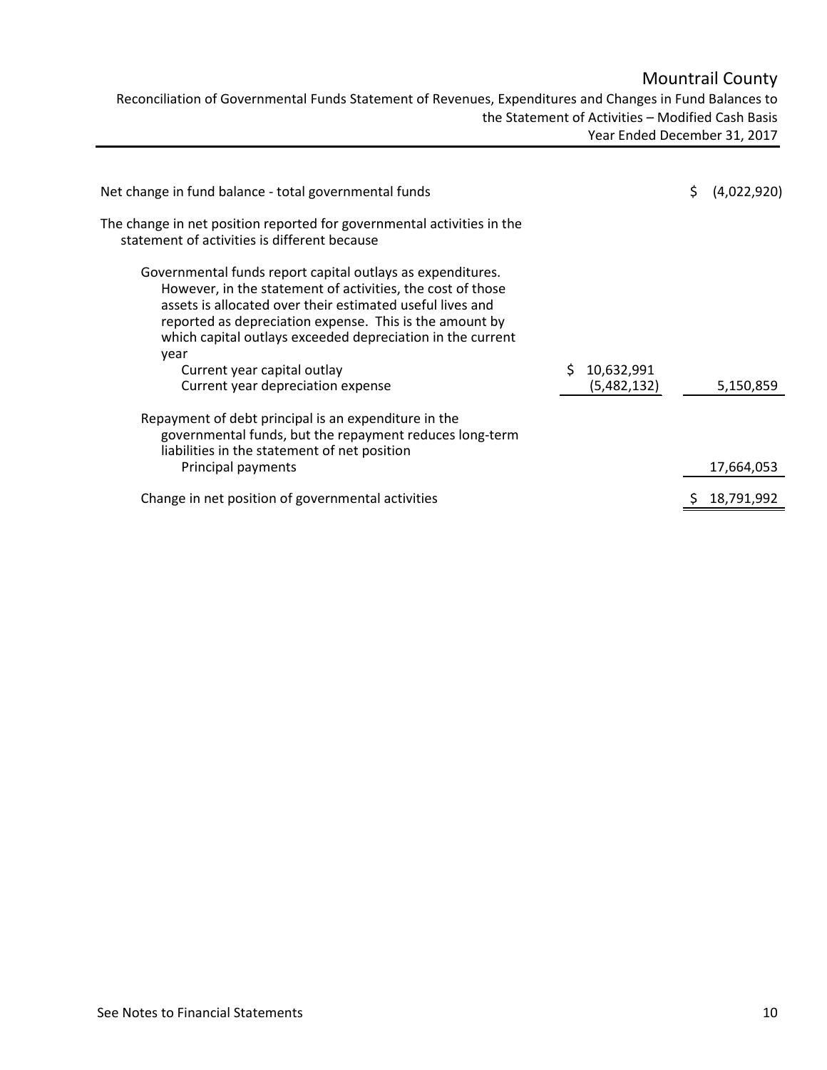# Mountrail County

Reconciliation of Governmental Funds Statement of Revenues, Expenditures and Changes in Fund Balances to the Statement of Activities – Modified Cash Basis
Year Ended December 31, 2017

| | | |
|---|---|---|
| Net change in fund balance - total governmental funds | | $ (4,022,920) |
| The change in net position reported for governmental activities in the statement of activities is different because | | |
| Governmental funds report capital outlays as expenditures. However, in the statement of activities, the cost of those assets is allocated over their estimated useful lives and reported as depreciation expense. This is the amount by which capital outlays exceeded depreciation in the current year | | |
| Current year capital outlay | $ 10,632,991 | |
| Current year depreciation expense | (5,482,132) | 5,150,859 |
| Repayment of debt principal is an expenditure in the governmental funds, but the repayment reduces long-term liabilities in the statement of net position | | |
| Principal payments | | 17,664,053 |
| Change in net position of governmental activities | | $ 18,791,992 |

See Notes to Financial Statements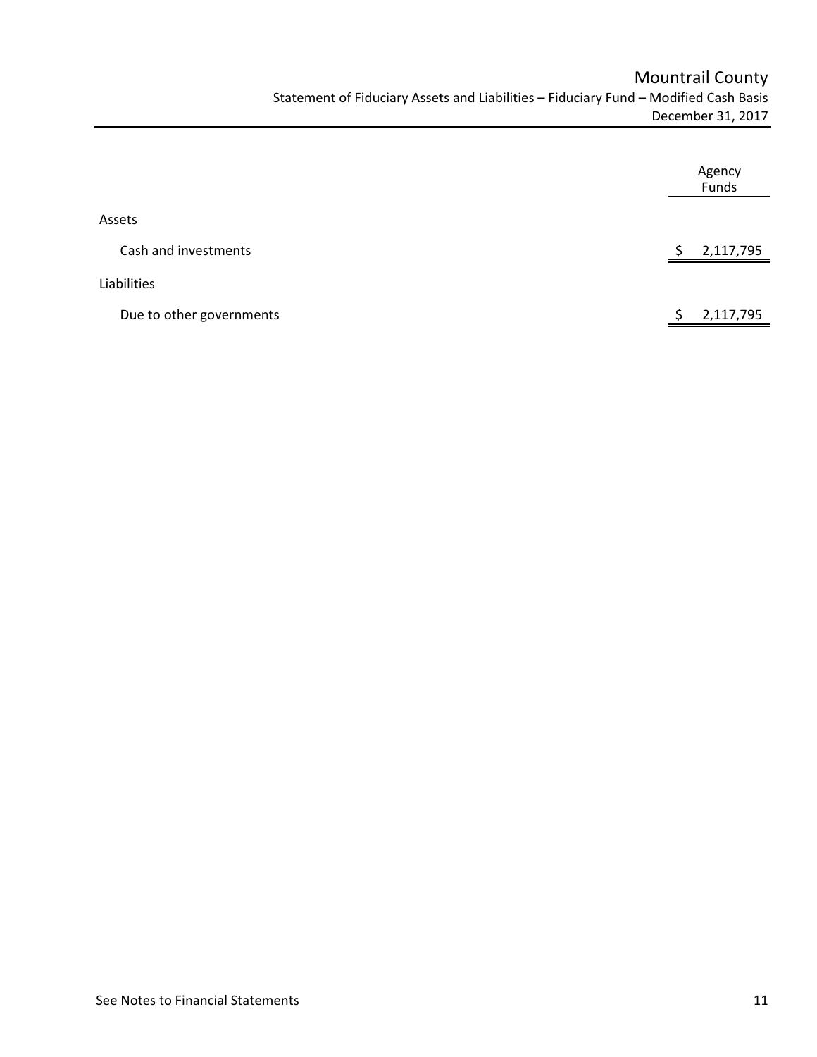# Mountrail County

Statement of Fiduciary Assets and Liabilities – Fiduciary Fund – Modified Cash Basis
December 31, 2017

| | Agency Funds |
|---|---|
| **Assets** | |
| Cash and investments | $ 2,117,795 |
| **Liabilities** | |
| Due to other governments | $ 2,117,795 |

See Notes to Financial Statements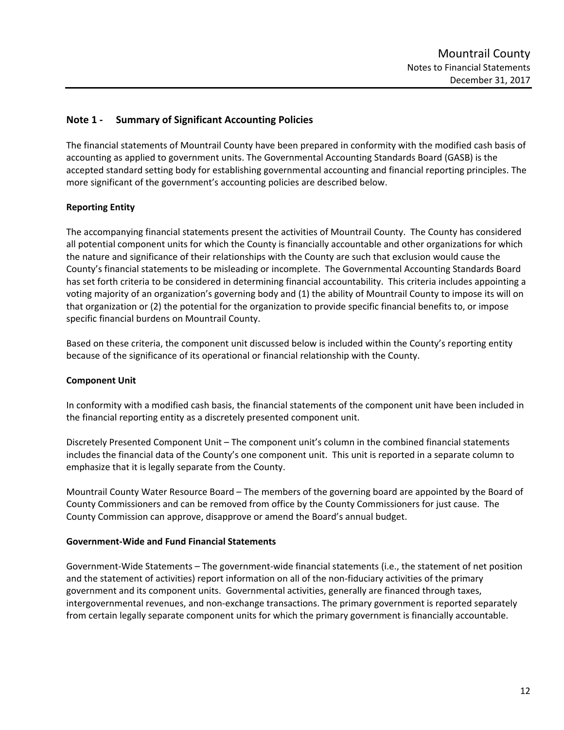## Note 1 - Summary of Significant Accounting Policies

The financial statements of Mountrail County have been prepared in conformity with the modified cash basis of accounting as applied to government units. The Governmental Accounting Standards Board (GASB) is the accepted standard setting body for establishing governmental accounting and financial reporting principles. The more significant of the government's accounting policies are described below.

**Reporting Entity**

The accompanying financial statements present the activities of Mountrail County. The County has considered all potential component units for which the County is financially accountable and other organizations for which the nature and significance of their relationships with the County are such that exclusion would cause the County's financial statements to be misleading or incomplete. The Governmental Accounting Standards Board has set forth criteria to be considered in determining financial accountability. This criteria includes appointing a voting majority of an organization's governing body and (1) the ability of Mountrail County to impose its will on that organization or (2) the potential for the organization to provide specific financial benefits to, or impose specific financial burdens on Mountrail County.

Based on these criteria, the component unit discussed below is included within the County's reporting entity because of the significance of its operational or financial relationship with the County.

**Component Unit**

In conformity with a modified cash basis, the financial statements of the component unit have been included in the financial reporting entity as a discretely presented component unit.

Discretely Presented Component Unit – The component unit's column in the combined financial statements includes the financial data of the County's one component unit. This unit is reported in a separate column to emphasize that it is legally separate from the County.

Mountrail County Water Resource Board – The members of the governing board are appointed by the Board of County Commissioners and can be removed from office by the County Commissioners for just cause. The County Commission can approve, disapprove or amend the Board's annual budget.

**Government-Wide and Fund Financial Statements**

Government-Wide Statements – The government-wide financial statements (i.e., the statement of net position and the statement of activities) report information on all of the non-fiduciary activities of the primary government and its component units. Governmental activities, generally are financed through taxes, intergovernmental revenues, and non-exchange transactions. The primary government is reported separately from certain legally separate component units for which the primary government is financially accountable.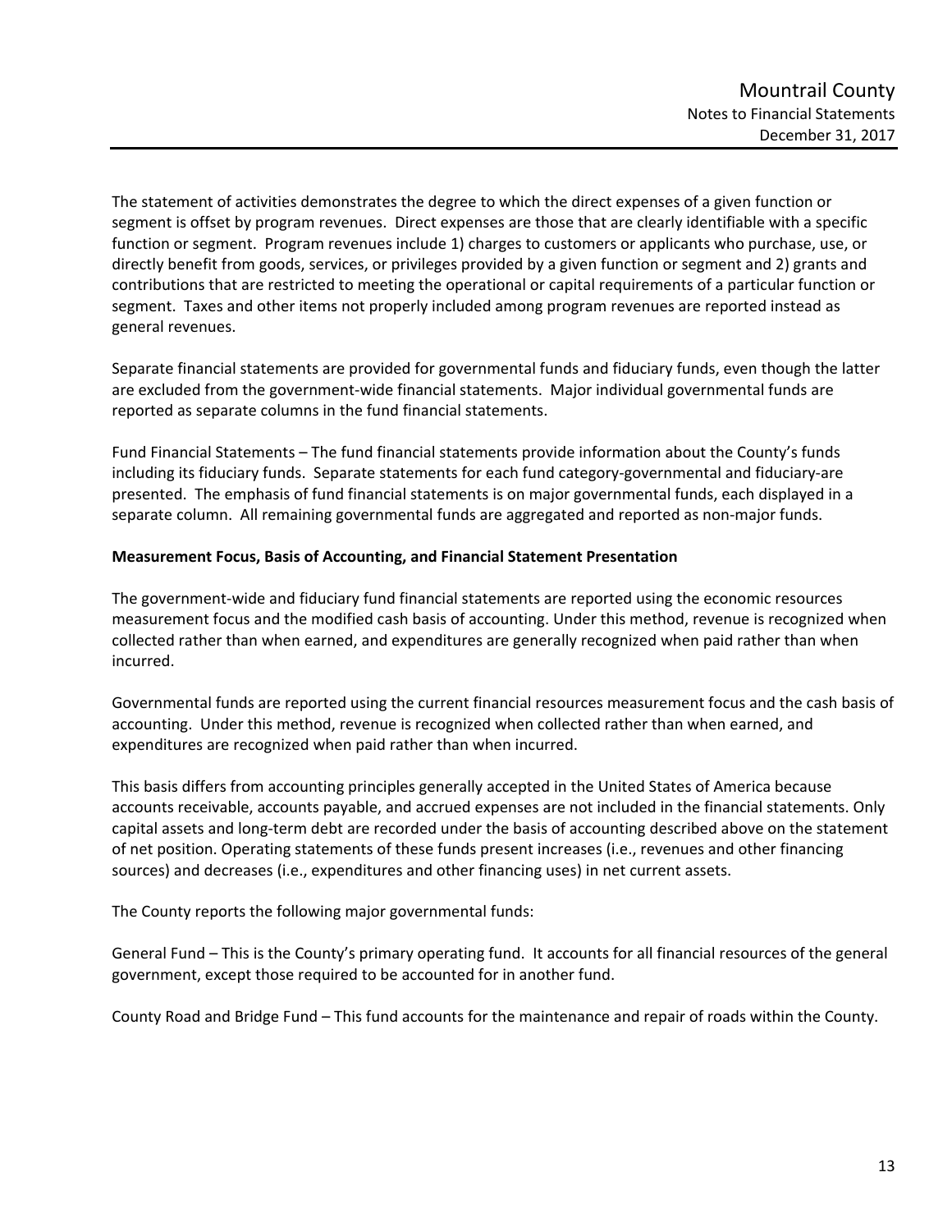The statement of activities demonstrates the degree to which the direct expenses of a given function or segment is offset by program revenues. Direct expenses are those that are clearly identifiable with a specific function or segment. Program revenues include 1) charges to customers or applicants who purchase, use, or directly benefit from goods, services, or privileges provided by a given function or segment and 2) grants and contributions that are restricted to meeting the operational or capital requirements of a particular function or segment. Taxes and other items not properly included among program revenues are reported instead as general revenues.

Separate financial statements are provided for governmental funds and fiduciary funds, even though the latter are excluded from the government-wide financial statements. Major individual governmental funds are reported as separate columns in the fund financial statements.

Fund Financial Statements – The fund financial statements provide information about the County's funds including its fiduciary funds. Separate statements for each fund category-governmental and fiduciary-are presented. The emphasis of fund financial statements is on major governmental funds, each displayed in a separate column. All remaining governmental funds are aggregated and reported as non-major funds.

**Measurement Focus, Basis of Accounting, and Financial Statement Presentation**

The government-wide and fiduciary fund financial statements are reported using the economic resources measurement focus and the modified cash basis of accounting. Under this method, revenue is recognized when collected rather than when earned, and expenditures are generally recognized when paid rather than when incurred.

Governmental funds are reported using the current financial resources measurement focus and the cash basis of accounting. Under this method, revenue is recognized when collected rather than when earned, and expenditures are recognized when paid rather than when incurred.

This basis differs from accounting principles generally accepted in the United States of America because accounts receivable, accounts payable, and accrued expenses are not included in the financial statements. Only capital assets and long-term debt are recorded under the basis of accounting described above on the statement of net position. Operating statements of these funds present increases (i.e., revenues and other financing sources) and decreases (i.e., expenditures and other financing uses) in net current assets.

The County reports the following major governmental funds:

General Fund – This is the County's primary operating fund. It accounts for all financial resources of the general government, except those required to be accounted for in another fund.

County Road and Bridge Fund – This fund accounts for the maintenance and repair of roads within the County.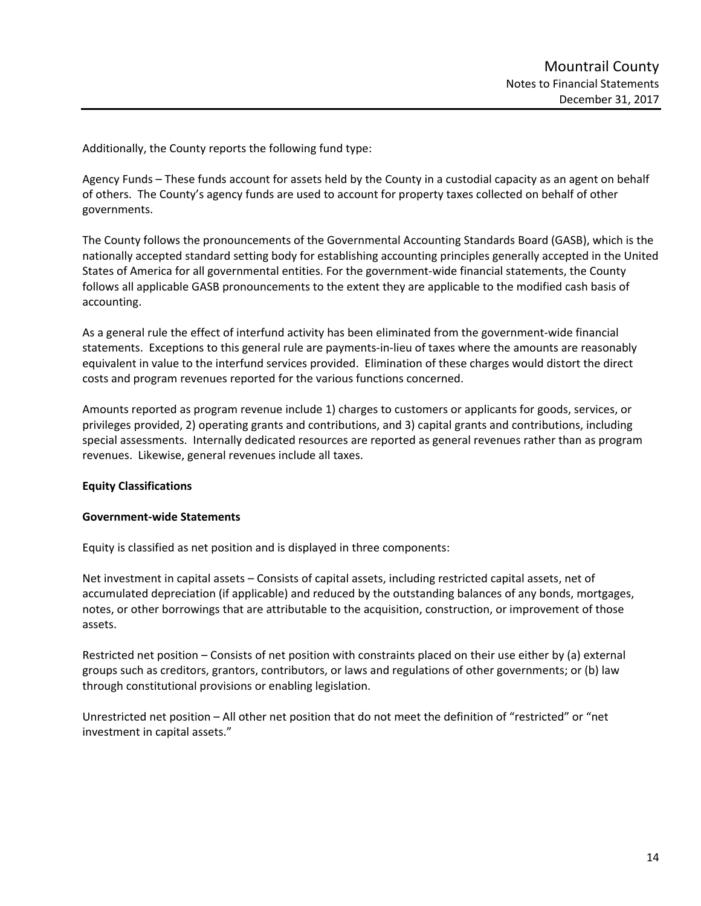Additionally, the County reports the following fund type:

Agency Funds – These funds account for assets held by the County in a custodial capacity as an agent on behalf of others. The County's agency funds are used to account for property taxes collected on behalf of other governments.

The County follows the pronouncements of the Governmental Accounting Standards Board (GASB), which is the nationally accepted standard setting body for establishing accounting principles generally accepted in the United States of America for all governmental entities. For the government-wide financial statements, the County follows all applicable GASB pronouncements to the extent they are applicable to the modified cash basis of accounting.

As a general rule the effect of interfund activity has been eliminated from the government-wide financial statements. Exceptions to this general rule are payments-in-lieu of taxes where the amounts are reasonably equivalent in value to the interfund services provided. Elimination of these charges would distort the direct costs and program revenues reported for the various functions concerned.

Amounts reported as program revenue include 1) charges to customers or applicants for goods, services, or privileges provided, 2) operating grants and contributions, and 3) capital grants and contributions, including special assessments. Internally dedicated resources are reported as general revenues rather than as program revenues. Likewise, general revenues include all taxes.

**Equity Classifications**

**Government-wide Statements**

Equity is classified as net position and is displayed in three components:

Net investment in capital assets – Consists of capital assets, including restricted capital assets, net of accumulated depreciation (if applicable) and reduced by the outstanding balances of any bonds, mortgages, notes, or other borrowings that are attributable to the acquisition, construction, or improvement of those assets.

Restricted net position – Consists of net position with constraints placed on their use either by (a) external groups such as creditors, grantors, contributors, or laws and regulations of other governments; or (b) law through constitutional provisions or enabling legislation.

Unrestricted net position – All other net position that do not meet the definition of "restricted" or "net investment in capital assets."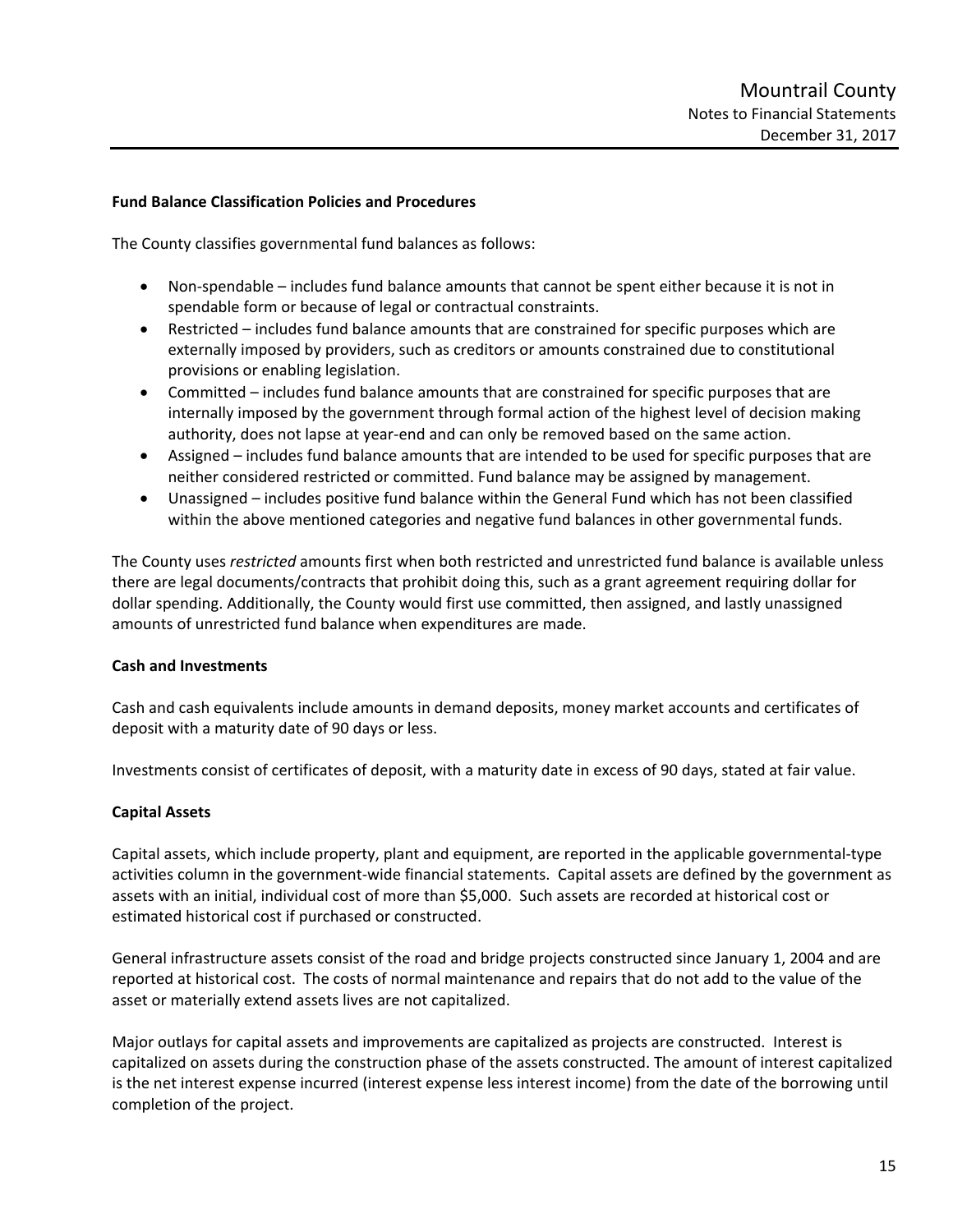**Fund Balance Classification Policies and Procedures**

The County classifies governmental fund balances as follows:

- Non-spendable – includes fund balance amounts that cannot be spent either because it is not in spendable form or because of legal or contractual constraints.
- Restricted – includes fund balance amounts that are constrained for specific purposes which are externally imposed by providers, such as creditors or amounts constrained due to constitutional provisions or enabling legislation.
- Committed – includes fund balance amounts that are constrained for specific purposes that are internally imposed by the government through formal action of the highest level of decision making authority, does not lapse at year-end and can only be removed based on the same action.
- Assigned – includes fund balance amounts that are intended to be used for specific purposes that are neither considered restricted or committed. Fund balance may be assigned by management.
- Unassigned – includes positive fund balance within the General Fund which has not been classified within the above mentioned categories and negative fund balances in other governmental funds.

The County uses *restricted* amounts first when both restricted and unrestricted fund balance is available unless there are legal documents/contracts that prohibit doing this, such as a grant agreement requiring dollar for dollar spending. Additionally, the County would first use committed, then assigned, and lastly unassigned amounts of unrestricted fund balance when expenditures are made.

**Cash and Investments**

Cash and cash equivalents include amounts in demand deposits, money market accounts and certificates of deposit with a maturity date of 90 days or less.

Investments consist of certificates of deposit, with a maturity date in excess of 90 days, stated at fair value.

**Capital Assets**

Capital assets, which include property, plant and equipment, are reported in the applicable governmental-type activities column in the government-wide financial statements. Capital assets are defined by the government as assets with an initial, individual cost of more than $5,000. Such assets are recorded at historical cost or estimated historical cost if purchased or constructed.

General infrastructure assets consist of the road and bridge projects constructed since January 1, 2004 and are reported at historical cost. The costs of normal maintenance and repairs that do not add to the value of the asset or materially extend assets lives are not capitalized.

Major outlays for capital assets and improvements are capitalized as projects are constructed. Interest is capitalized on assets during the construction phase of the assets constructed. The amount of interest capitalized is the net interest expense incurred (interest expense less interest income) from the date of the borrowing until completion of the project.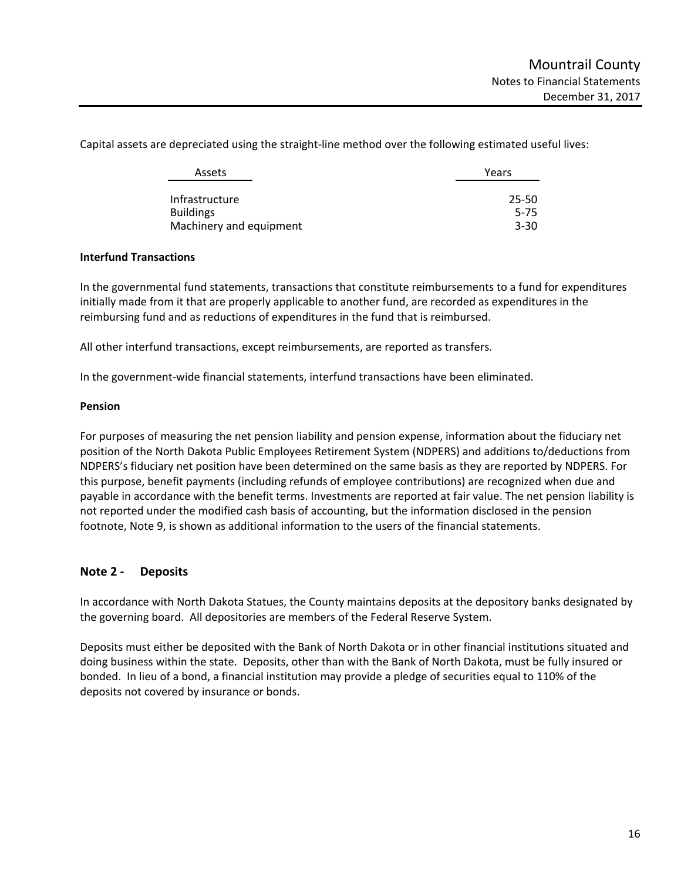Capital assets are depreciated using the straight-line method over the following estimated useful lives:

| Assets | Years |
| --- | --- |
| Infrastructure | 25-50 |
| Buildings | 5-75 |
| Machinery and equipment | 3-30 |

**Interfund Transactions**

In the governmental fund statements, transactions that constitute reimbursements to a fund for expenditures initially made from it that are properly applicable to another fund, are recorded as expenditures in the reimbursing fund and as reductions of expenditures in the fund that is reimbursed.

All other interfund transactions, except reimbursements, are reported as transfers.

In the government-wide financial statements, interfund transactions have been eliminated.

**Pension**

For purposes of measuring the net pension liability and pension expense, information about the fiduciary net position of the North Dakota Public Employees Retirement System (NDPERS) and additions to/deductions from NDPERS's fiduciary net position have been determined on the same basis as they are reported by NDPERS. For this purpose, benefit payments (including refunds of employee contributions) are recognized when due and payable in accordance with the benefit terms. Investments are reported at fair value. The net pension liability is not reported under the modified cash basis of accounting, but the information disclosed in the pension footnote, Note 9, is shown as additional information to the users of the financial statements.

## Note 2 - Deposits

In accordance with North Dakota Statues, the County maintains deposits at the depository banks designated by the governing board. All depositories are members of the Federal Reserve System.

Deposits must either be deposited with the Bank of North Dakota or in other financial institutions situated and doing business within the state. Deposits, other than with the Bank of North Dakota, must be fully insured or bonded. In lieu of a bond, a financial institution may provide a pledge of securities equal to 110% of the deposits not covered by insurance or bonds.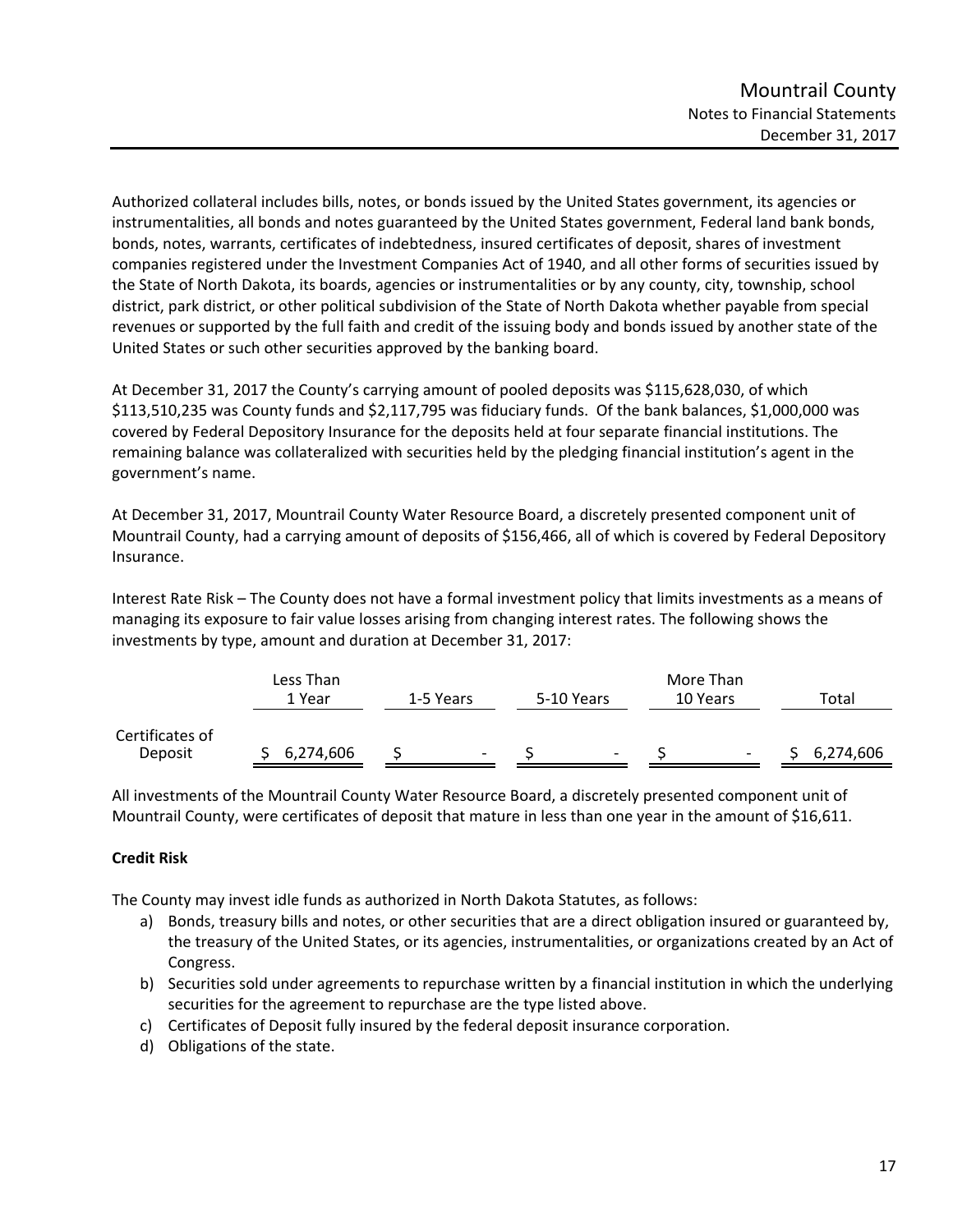Authorized collateral includes bills, notes, or bonds issued by the United States government, its agencies or instrumentalities, all bonds and notes guaranteed by the United States government, Federal land bank bonds, bonds, notes, warrants, certificates of indebtedness, insured certificates of deposit, shares of investment companies registered under the Investment Companies Act of 1940, and all other forms of securities issued by the State of North Dakota, its boards, agencies or instrumentalities or by any county, city, township, school district, park district, or other political subdivision of the State of North Dakota whether payable from special revenues or supported by the full faith and credit of the issuing body and bonds issued by another state of the United States or such other securities approved by the banking board.

At December 31, 2017 the County's carrying amount of pooled deposits was $115,628,030, of which $113,510,235 was County funds and $2,117,795 was fiduciary funds. Of the bank balances, $1,000,000 was covered by Federal Depository Insurance for the deposits held at four separate financial institutions. The remaining balance was collateralized with securities held by the pledging financial institution's agent in the government's name.

At December 31, 2017, Mountrail County Water Resource Board, a discretely presented component unit of Mountrail County, had a carrying amount of deposits of $156,466, all of which is covered by Federal Depository Insurance.

Interest Rate Risk – The County does not have a formal investment policy that limits investments as a means of managing its exposure to fair value losses arising from changing interest rates. The following shows the investments by type, amount and duration at December 31, 2017:

| | Less Than 1 Year | 1-5 Years | 5-10 Years | More Than 10 Years | Total |
|---|---|---|---|---|---|
| Certificates of Deposit | $ 6,274,606 | $ - | $ - | $ - | $ 6,274,606 |

All investments of the Mountrail County Water Resource Board, a discretely presented component unit of Mountrail County, were certificates of deposit that mature in less than one year in the amount of $16,611.

**Credit Risk**

The County may invest idle funds as authorized in North Dakota Statutes, as follows:

a) Bonds, treasury bills and notes, or other securities that are a direct obligation insured or guaranteed by, the treasury of the United States, or its agencies, instrumentalities, or organizations created by an Act of Congress.
b) Securities sold under agreements to repurchase written by a financial institution in which the underlying securities for the agreement to repurchase are the type listed above.
c) Certificates of Deposit fully insured by the federal deposit insurance corporation.
d) Obligations of the state.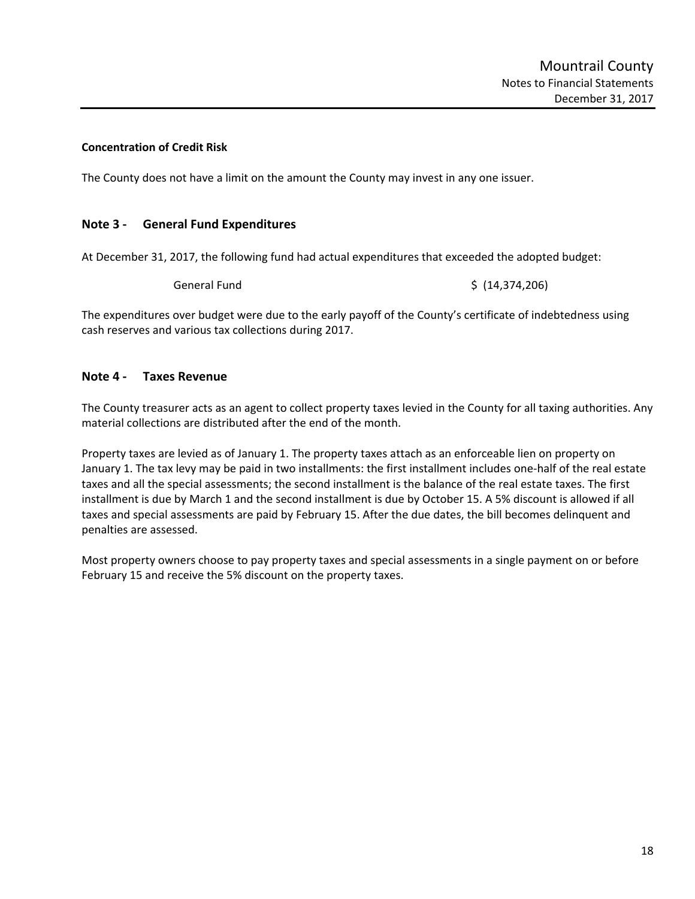**Concentration of Credit Risk**

The County does not have a limit on the amount the County may invest in any one issuer.

## Note 3 - General Fund Expenditures

At December 31, 2017, the following fund had actual expenditures that exceeded the adopted budget:

| | |
|---|---|
| General Fund | $ (14,374,206) |

The expenditures over budget were due to the early payoff of the County's certificate of indebtedness using cash reserves and various tax collections during 2017.

## Note 4 - Taxes Revenue

The County treasurer acts as an agent to collect property taxes levied in the County for all taxing authorities. Any material collections are distributed after the end of the month.

Property taxes are levied as of January 1. The property taxes attach as an enforceable lien on property on January 1. The tax levy may be paid in two installments: the first installment includes one-half of the real estate taxes and all the special assessments; the second installment is the balance of the real estate taxes. The first installment is due by March 1 and the second installment is due by October 15. A 5% discount is allowed if all taxes and special assessments are paid by February 15. After the due dates, the bill becomes delinquent and penalties are assessed.

Most property owners choose to pay property taxes and special assessments in a single payment on or before February 15 and receive the 5% discount on the property taxes.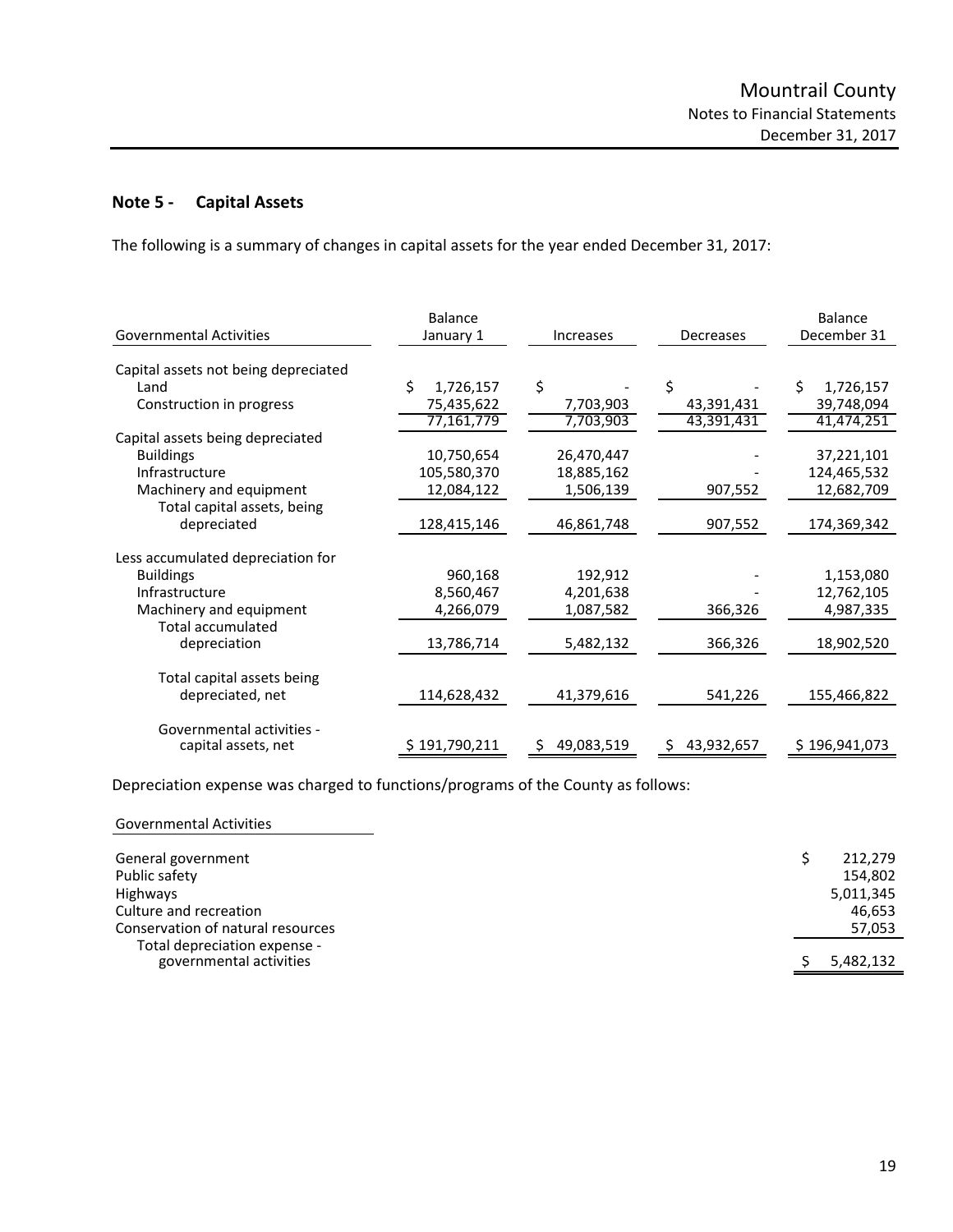## Note 5 - Capital Assets

The following is a summary of changes in capital assets for the year ended December 31, 2017:

| Governmental Activities | Balance January 1 | Increases | Decreases | Balance December 31 |
|---|---|---|---|---|
| Capital assets not being depreciated | | | | |
| Land | $ 1,726,157 | $ - | $ - | $ 1,726,157 |
| Construction in progress | 75,435,622 | 7,703,903 | 43,391,431 | 39,748,094 |
| | 77,161,779 | 7,703,903 | 43,391,431 | 41,474,251 |
| Capital assets being depreciated | | | | |
| Buildings | 10,750,654 | 26,470,447 | - | 37,221,101 |
| Infrastructure | 105,580,370 | 18,885,162 | - | 124,465,532 |
| Machinery and equipment | 12,084,122 | 1,506,139 | 907,552 | 12,682,709 |
| Total capital assets, being depreciated | 128,415,146 | 46,861,748 | 907,552 | 174,369,342 |
| Less accumulated depreciation for | | | | |
| Buildings | 960,168 | 192,912 | - | 1,153,080 |
| Infrastructure | 8,560,467 | 4,201,638 | - | 12,762,105 |
| Machinery and equipment | 4,266,079 | 1,087,582 | 366,326 | 4,987,335 |
| Total accumulated depreciation | 13,786,714 | 5,482,132 | 366,326 | 18,902,520 |
| Total capital assets being depreciated, net | 114,628,432 | 41,379,616 | 541,226 | 155,466,822 |
| Governmental activities - capital assets, net | $ 191,790,211 | $ 49,083,519 | $ 43,932,657 | $ 196,941,073 |

Depreciation expense was charged to functions/programs of the County as follows:

| Governmental Activities | |
|---|---|
| General government | $ 212,279 |
| Public safety | 154,802 |
| Highways | 5,011,345 |
| Culture and recreation | 46,653 |
| Conservation of natural resources | 57,053 |
| Total depreciation expense - governmental activities | $ 5,482,132 |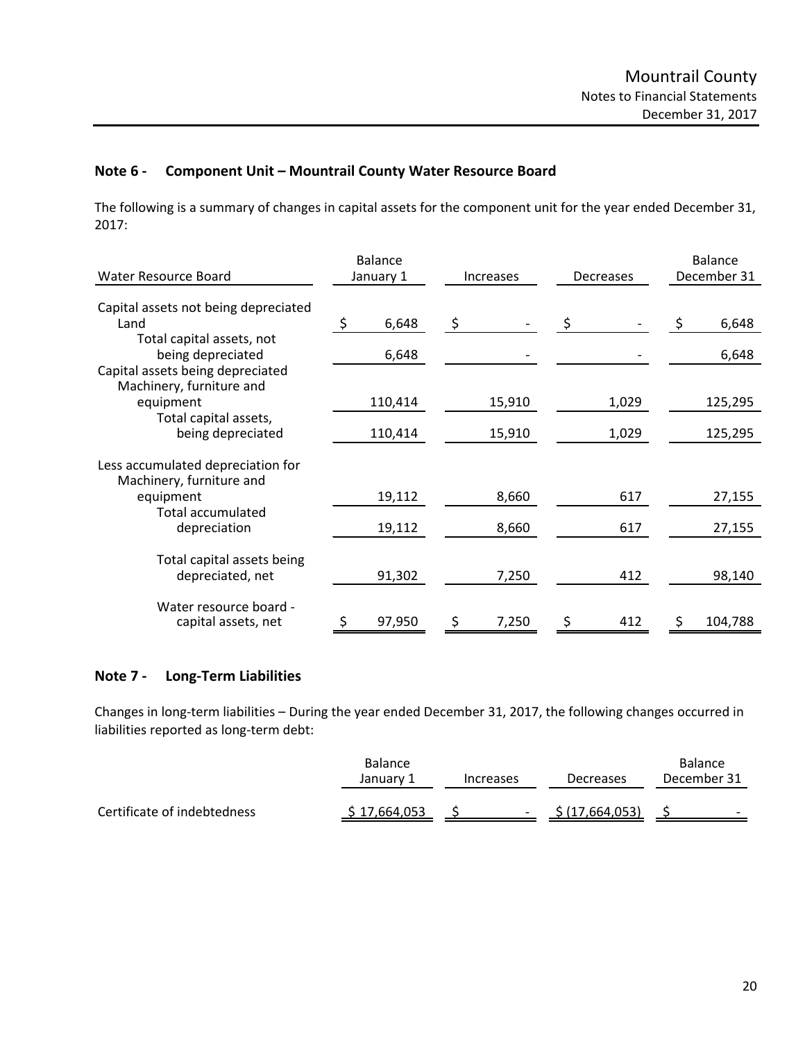## Note 6 - Component Unit – Mountrail County Water Resource Board

The following is a summary of changes in capital assets for the component unit for the year ended December 31, 2017:

| Water Resource Board | Balance January 1 | Increases | Decreases | Balance December 31 |
|---|---|---|---|---|
| Capital assets not being depreciated | | | | |
| Land | $ 6,648 | $ - | $ - | $ 6,648 |
| Total capital assets, not being depreciated | 6,648 | - | - | 6,648 |
| Capital assets being depreciated | | | | |
| Machinery, furniture and equipment | 110,414 | 15,910 | 1,029 | 125,295 |
| Total capital assets, being depreciated | 110,414 | 15,910 | 1,029 | 125,295 |
| Less accumulated depreciation for | | | | |
| Machinery, furniture and equipment | 19,112 | 8,660 | 617 | 27,155 |
| Total accumulated depreciation | 19,112 | 8,660 | 617 | 27,155 |
| Total capital assets being depreciated, net | 91,302 | 7,250 | 412 | 98,140 |
| Water resource board - capital assets, net | $ 97,950 | $ 7,250 | $ 412 | $ 104,788 |

## Note 7 - Long-Term Liabilities

Changes in long-term liabilities – During the year ended December 31, 2017, the following changes occurred in liabilities reported as long-term debt:

| | Balance January 1 | Increases | Decreases | Balance December 31 |
|---|---|---|---|---|
| Certificate of indebtedness | $ 17,664,053 | $ - | $ (17,664,053) | $ - |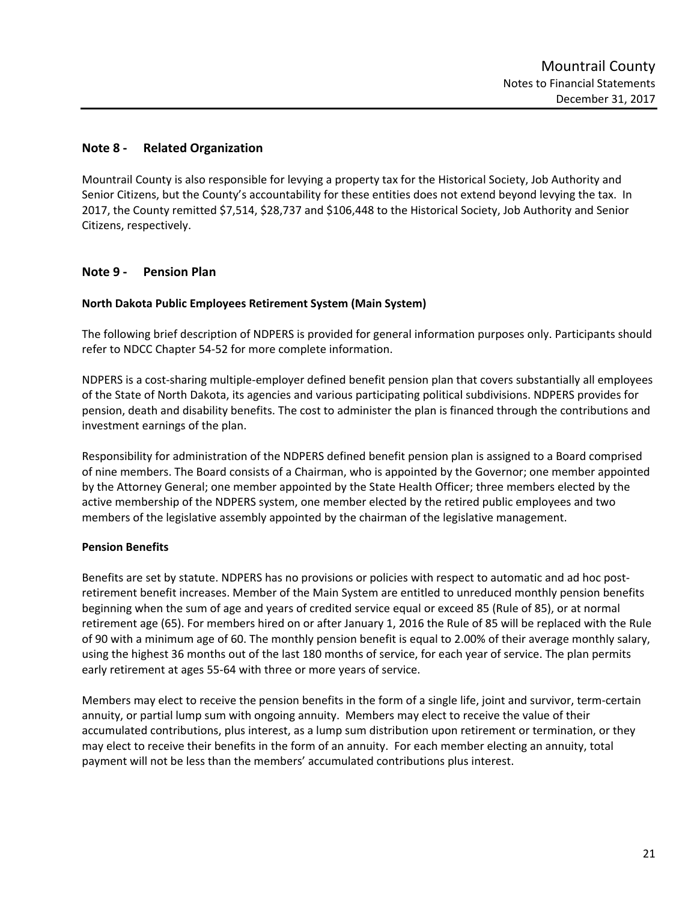## Note 8 - Related Organization

Mountrail County is also responsible for levying a property tax for the Historical Society, Job Authority and Senior Citizens, but the County's accountability for these entities does not extend beyond levying the tax. In 2017, the County remitted $7,514, $28,737 and $106,448 to the Historical Society, Job Authority and Senior Citizens, respectively.

## Note 9 - Pension Plan

**North Dakota Public Employees Retirement System (Main System)**

The following brief description of NDPERS is provided for general information purposes only. Participants should refer to NDCC Chapter 54-52 for more complete information.

NDPERS is a cost-sharing multiple-employer defined benefit pension plan that covers substantially all employees of the State of North Dakota, its agencies and various participating political subdivisions. NDPERS provides for pension, death and disability benefits. The cost to administer the plan is financed through the contributions and investment earnings of the plan.

Responsibility for administration of the NDPERS defined benefit pension plan is assigned to a Board comprised of nine members. The Board consists of a Chairman, who is appointed by the Governor; one member appointed by the Attorney General; one member appointed by the State Health Officer; three members elected by the active membership of the NDPERS system, one member elected by the retired public employees and two members of the legislative assembly appointed by the chairman of the legislative management.

**Pension Benefits**

Benefits are set by statute. NDPERS has no provisions or policies with respect to automatic and ad hoc post-retirement benefit increases. Member of the Main System are entitled to unreduced monthly pension benefits beginning when the sum of age and years of credited service equal or exceed 85 (Rule of 85), or at normal retirement age (65). For members hired on or after January 1, 2016 the Rule of 85 will be replaced with the Rule of 90 with a minimum age of 60. The monthly pension benefit is equal to 2.00% of their average monthly salary, using the highest 36 months out of the last 180 months of service, for each year of service. The plan permits early retirement at ages 55-64 with three or more years of service.

Members may elect to receive the pension benefits in the form of a single life, joint and survivor, term-certain annuity, or partial lump sum with ongoing annuity. Members may elect to receive the value of their accumulated contributions, plus interest, as a lump sum distribution upon retirement or termination, or they may elect to receive their benefits in the form of an annuity. For each member electing an annuity, total payment will not be less than the members' accumulated contributions plus interest.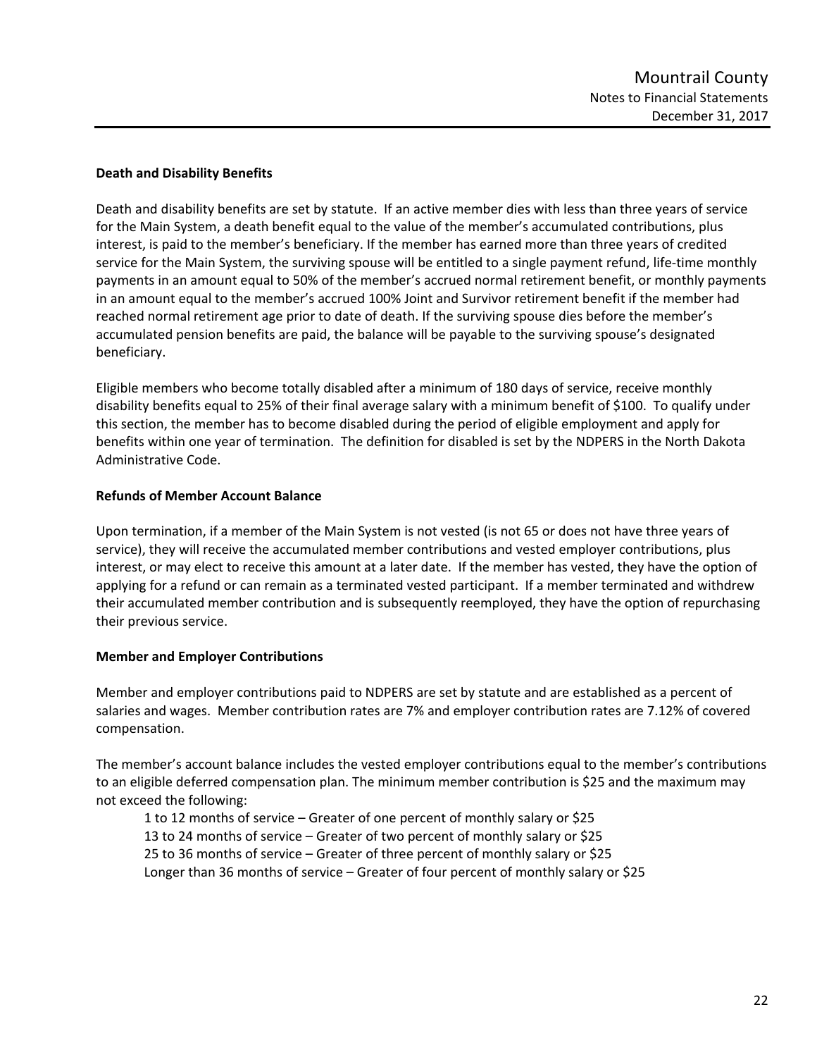**Death and Disability Benefits**

Death and disability benefits are set by statute. If an active member dies with less than three years of service for the Main System, a death benefit equal to the value of the member's accumulated contributions, plus interest, is paid to the member's beneficiary. If the member has earned more than three years of credited service for the Main System, the surviving spouse will be entitled to a single payment refund, life-time monthly payments in an amount equal to 50% of the member's accrued normal retirement benefit, or monthly payments in an amount equal to the member's accrued 100% Joint and Survivor retirement benefit if the member had reached normal retirement age prior to date of death. If the surviving spouse dies before the member's accumulated pension benefits are paid, the balance will be payable to the surviving spouse's designated beneficiary.

Eligible members who become totally disabled after a minimum of 180 days of service, receive monthly disability benefits equal to 25% of their final average salary with a minimum benefit of $100. To qualify under this section, the member has to become disabled during the period of eligible employment and apply for benefits within one year of termination. The definition for disabled is set by the NDPERS in the North Dakota Administrative Code.

**Refunds of Member Account Balance**

Upon termination, if a member of the Main System is not vested (is not 65 or does not have three years of service), they will receive the accumulated member contributions and vested employer contributions, plus interest, or may elect to receive this amount at a later date. If the member has vested, they have the option of applying for a refund or can remain as a terminated vested participant. If a member terminated and withdrew their accumulated member contribution and is subsequently reemployed, they have the option of repurchasing their previous service.

**Member and Employer Contributions**

Member and employer contributions paid to NDPERS are set by statute and are established as a percent of salaries and wages. Member contribution rates are 7% and employer contribution rates are 7.12% of covered compensation.

The member's account balance includes the vested employer contributions equal to the member's contributions to an eligible deferred compensation plan. The minimum member contribution is $25 and the maximum may not exceed the following:

- 1 to 12 months of service – Greater of one percent of monthly salary or $25
- 13 to 24 months of service – Greater of two percent of monthly salary or $25
- 25 to 36 months of service – Greater of three percent of monthly salary or $25
- Longer than 36 months of service – Greater of four percent of monthly salary or $25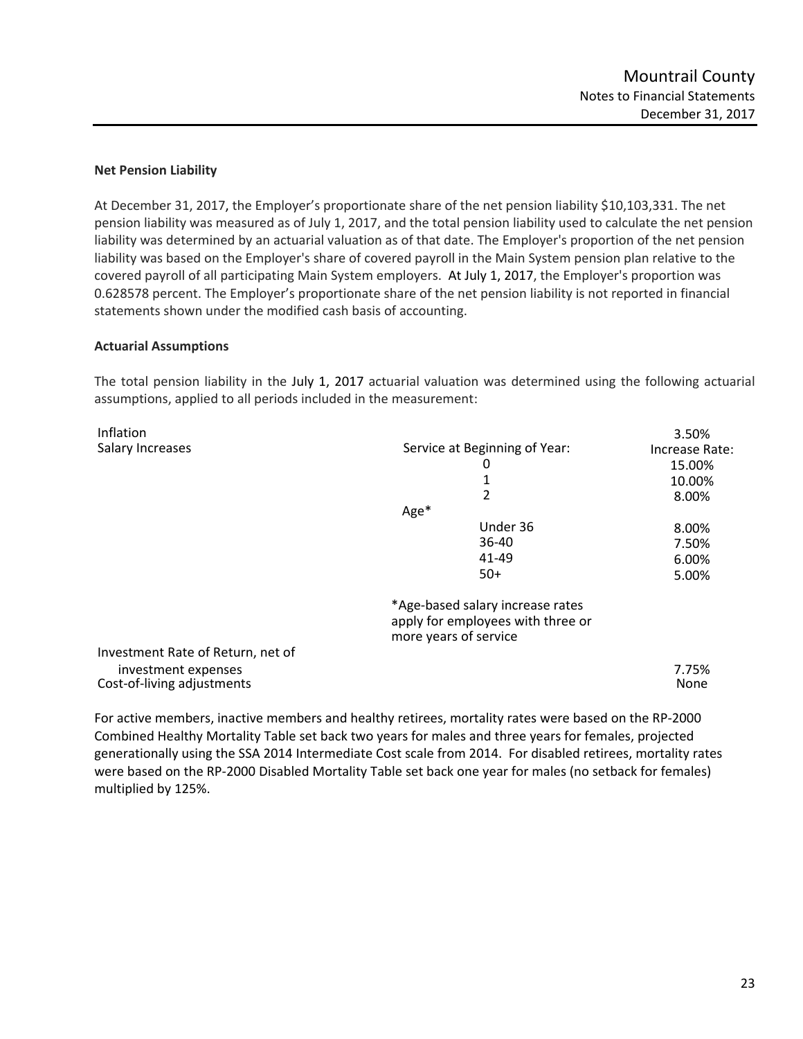**Net Pension Liability**

At December 31, 2017, the Employer's proportionate share of the net pension liability $10,103,331. The net pension liability was measured as of July 1, 2017, and the total pension liability used to calculate the net pension liability was determined by an actuarial valuation as of that date. The Employer's proportion of the net pension liability was based on the Employer's share of covered payroll in the Main System pension plan relative to the covered payroll of all participating Main System employers. At July 1, 2017, the Employer's proportion was 0.628578 percent. The Employer's proportionate share of the net pension liability is not reported in financial statements shown under the modified cash basis of accounting.

**Actuarial Assumptions**

The total pension liability in the July 1, 2017 actuarial valuation was determined using the following actuarial assumptions, applied to all periods included in the measurement:

| | | |
|---|---|---|
| Inflation | | 3.50% |
| Salary Increases | Service at Beginning of Year: | Increase Rate: |
| | 0 | 15.00% |
| | 1 | 10.00% |
| | 2 | 8.00% |
| | Age* | |
| | Under 36 | 8.00% |
| | 36-40 | 7.50% |
| | 41-49 | 6.00% |
| | 50+ | 5.00% |
| | *Age-based salary increase rates apply for employees with three or more years of service | |
| Investment Rate of Return, net of investment expenses | | 7.75% |
| Cost-of-living adjustments | | None |

For active members, inactive members and healthy retirees, mortality rates were based on the RP-2000 Combined Healthy Mortality Table set back two years for males and three years for females, projected generationally using the SSA 2014 Intermediate Cost scale from 2014. For disabled retirees, mortality rates were based on the RP-2000 Disabled Mortality Table set back one year for males (no setback for females) multiplied by 125%.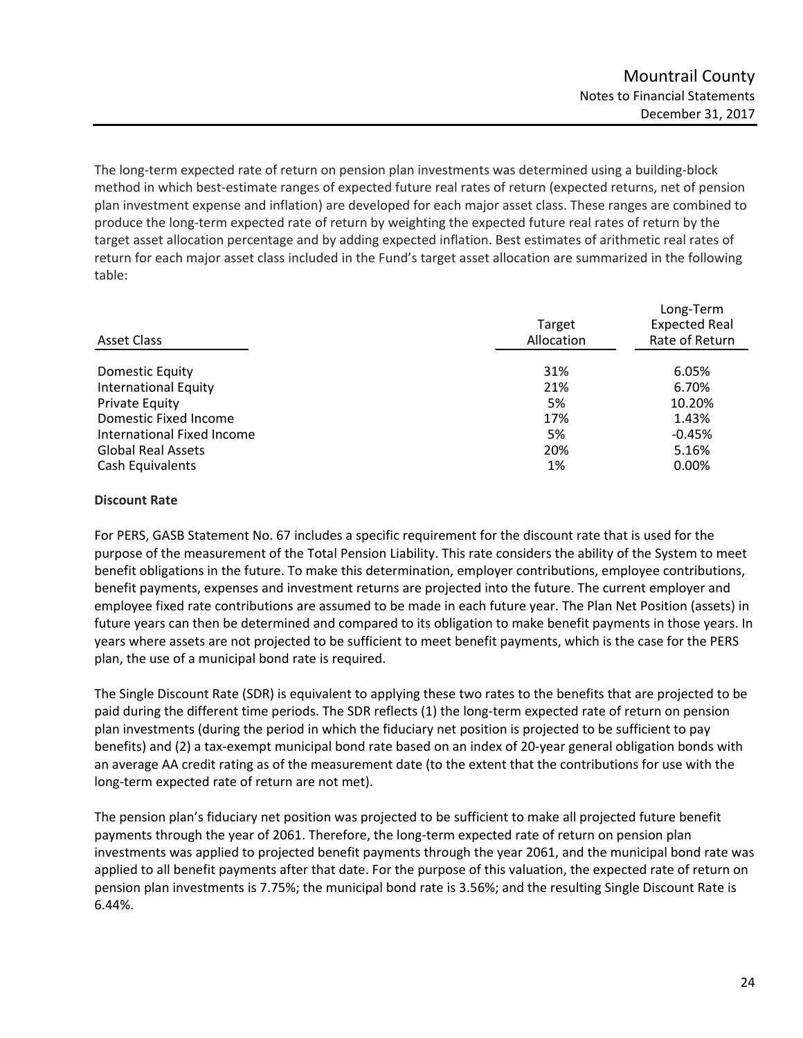The long-term expected rate of return on pension plan investments was determined using a building-block method in which best-estimate ranges of expected future real rates of return (expected returns, net of pension plan investment expense and inflation) are developed for each major asset class. These ranges are combined to produce the long-term expected rate of return by weighting the expected future real rates of return by the target asset allocation percentage and by adding expected inflation. Best estimates of arithmetic real rates of return for each major asset class included in the Fund's target asset allocation are summarized in the following table:

| Asset Class | Target Allocation | Long-Term Expected Real Rate of Return |
|---|---|---|
| Domestic Equity | 31% | 6.05% |
| International Equity | 21% | 6.70% |
| Private Equity | 5% | 10.20% |
| Domestic Fixed Income | 17% | 1.43% |
| International Fixed Income | 5% | -0.45% |
| Global Real Assets | 20% | 5.16% |
| Cash Equivalents | 1% | 0.00% |

**Discount Rate**

For PERS, GASB Statement No. 67 includes a specific requirement for the discount rate that is used for the purpose of the measurement of the Total Pension Liability. This rate considers the ability of the System to meet benefit obligations in the future. To make this determination, employer contributions, employee contributions, benefit payments, expenses and investment returns are projected into the future. The current employer and employee fixed rate contributions are assumed to be made in each future year. The Plan Net Position (assets) in future years can then be determined and compared to its obligation to make benefit payments in those years. In years where assets are not projected to be sufficient to meet benefit payments, which is the case for the PERS plan, the use of a municipal bond rate is required.

The Single Discount Rate (SDR) is equivalent to applying these two rates to the benefits that are projected to be paid during the different time periods. The SDR reflects (1) the long-term expected rate of return on pension plan investments (during the period in which the fiduciary net position is projected to be sufficient to pay benefits) and (2) a tax-exempt municipal bond rate based on an index of 20-year general obligation bonds with an average AA credit rating as of the measurement date (to the extent that the contributions for use with the long-term expected rate of return are not met).

The pension plan's fiduciary net position was projected to be sufficient to make all projected future benefit payments through the year of 2061. Therefore, the long-term expected rate of return on pension plan investments was applied to projected benefit payments through the year 2061, and the municipal bond rate was applied to all benefit payments after that date. For the purpose of this valuation, the expected rate of return on pension plan investments is 7.75%; the municipal bond rate is 3.56%; and the resulting Single Discount Rate is 6.44%.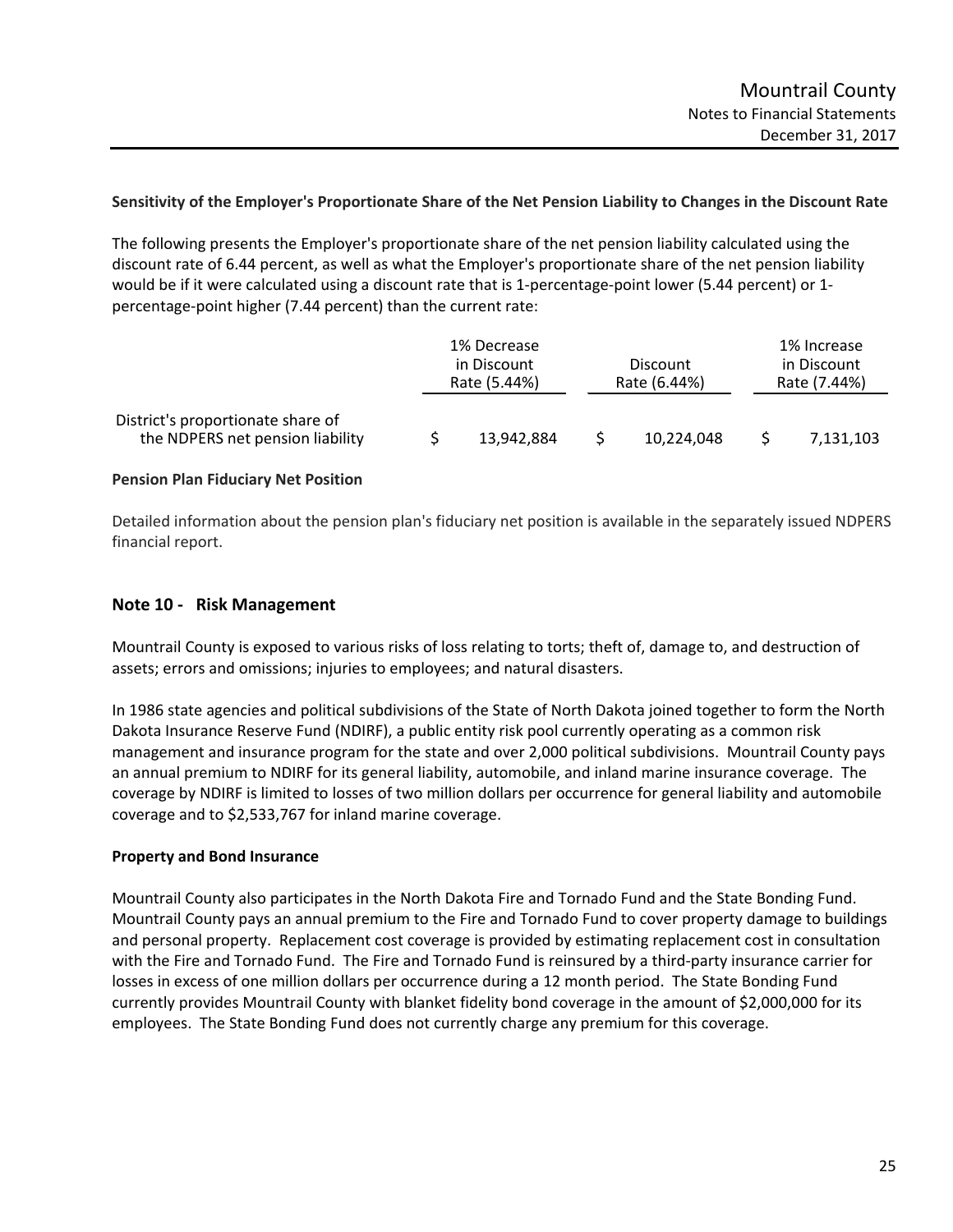**Sensitivity of the Employer's Proportionate Share of the Net Pension Liability to Changes in the Discount Rate**

The following presents the Employer's proportionate share of the net pension liability calculated using the discount rate of 6.44 percent, as well as what the Employer's proportionate share of the net pension liability would be if it were calculated using a discount rate that is 1-percentage-point lower (5.44 percent) or 1-percentage-point higher (7.44 percent) than the current rate:

| | 1% Decrease in Discount Rate (5.44%) | Discount Rate (6.44%) | 1% Increase in Discount Rate (7.44%) |
|---|---|---|---|
| District's proportionate share of the NDPERS net pension liability | $ 13,942,884 | $ 10,224,048 | $ 7,131,103 |

**Pension Plan Fiduciary Net Position**

Detailed information about the pension plan's fiduciary net position is available in the separately issued NDPERS financial report.

## Note 10 - Risk Management

Mountrail County is exposed to various risks of loss relating to torts; theft of, damage to, and destruction of assets; errors and omissions; injuries to employees; and natural disasters.

In 1986 state agencies and political subdivisions of the State of North Dakota joined together to form the North Dakota Insurance Reserve Fund (NDIRF), a public entity risk pool currently operating as a common risk management and insurance program for the state and over 2,000 political subdivisions. Mountrail County pays an annual premium to NDIRF for its general liability, automobile, and inland marine insurance coverage. The coverage by NDIRF is limited to losses of two million dollars per occurrence for general liability and automobile coverage and to $2,533,767 for inland marine coverage.

**Property and Bond Insurance**

Mountrail County also participates in the North Dakota Fire and Tornado Fund and the State Bonding Fund. Mountrail County pays an annual premium to the Fire and Tornado Fund to cover property damage to buildings and personal property. Replacement cost coverage is provided by estimating replacement cost in consultation with the Fire and Tornado Fund. The Fire and Tornado Fund is reinsured by a third-party insurance carrier for losses in excess of one million dollars per occurrence during a 12 month period. The State Bonding Fund currently provides Mountrail County with blanket fidelity bond coverage in the amount of $2,000,000 for its employees. The State Bonding Fund does not currently charge any premium for this coverage.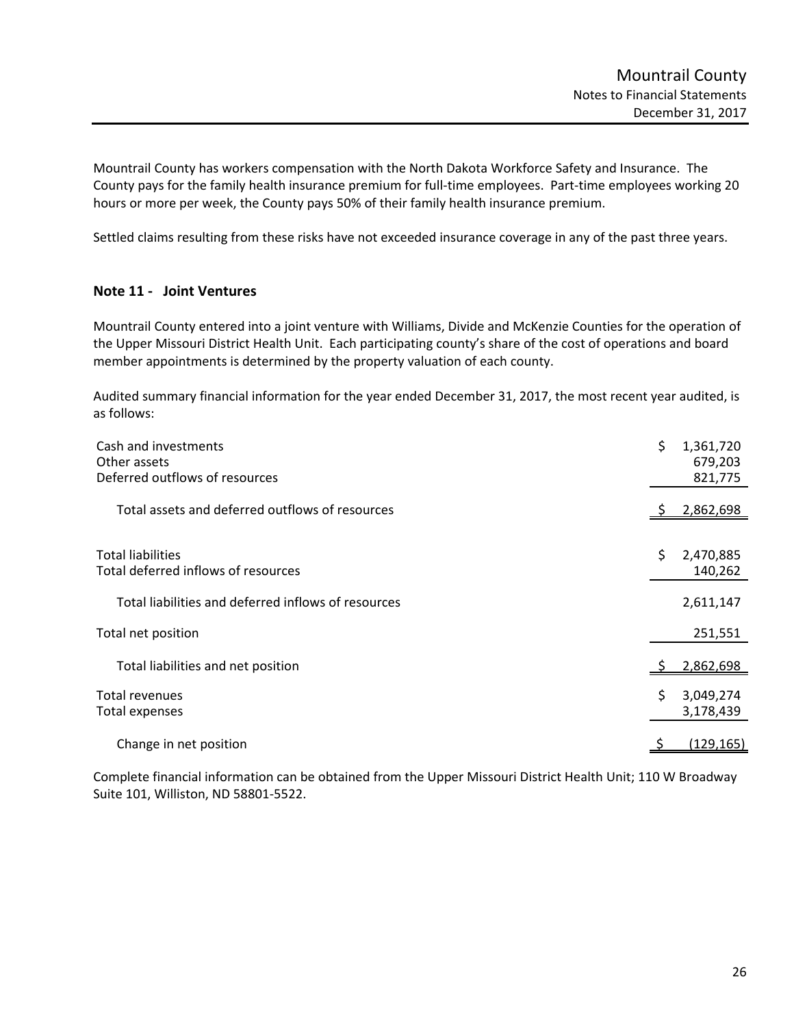Mountrail County has workers compensation with the North Dakota Workforce Safety and Insurance. The County pays for the family health insurance premium for full-time employees. Part-time employees working 20 hours or more per week, the County pays 50% of their family health insurance premium.

Settled claims resulting from these risks have not exceeded insurance coverage in any of the past three years.

## Note 11 - Joint Ventures

Mountrail County entered into a joint venture with Williams, Divide and McKenzie Counties for the operation of the Upper Missouri District Health Unit. Each participating county's share of the cost of operations and board member appointments is determined by the property valuation of each county.

Audited summary financial information for the year ended December 31, 2017, the most recent year audited, is as follows:

| | |
|---|---|
| Cash and investments | $ 1,361,720 |
| Other assets | 679,203 |
| Deferred outflows of resources | 821,775 |
| Total assets and deferred outflows of resources | $ 2,862,698 |
| Total liabilities | $ 2,470,885 |
| Total deferred inflows of resources | 140,262 |
| Total liabilities and deferred inflows of resources | 2,611,147 |
| Total net position | 251,551 |
| Total liabilities and net position | $ 2,862,698 |
| Total revenues | $ 3,049,274 |
| Total expenses | 3,178,439 |
| Change in net position | $ (129,165) |

Complete financial information can be obtained from the Upper Missouri District Health Unit; 110 W Broadway Suite 101, Williston, ND 58801-5522.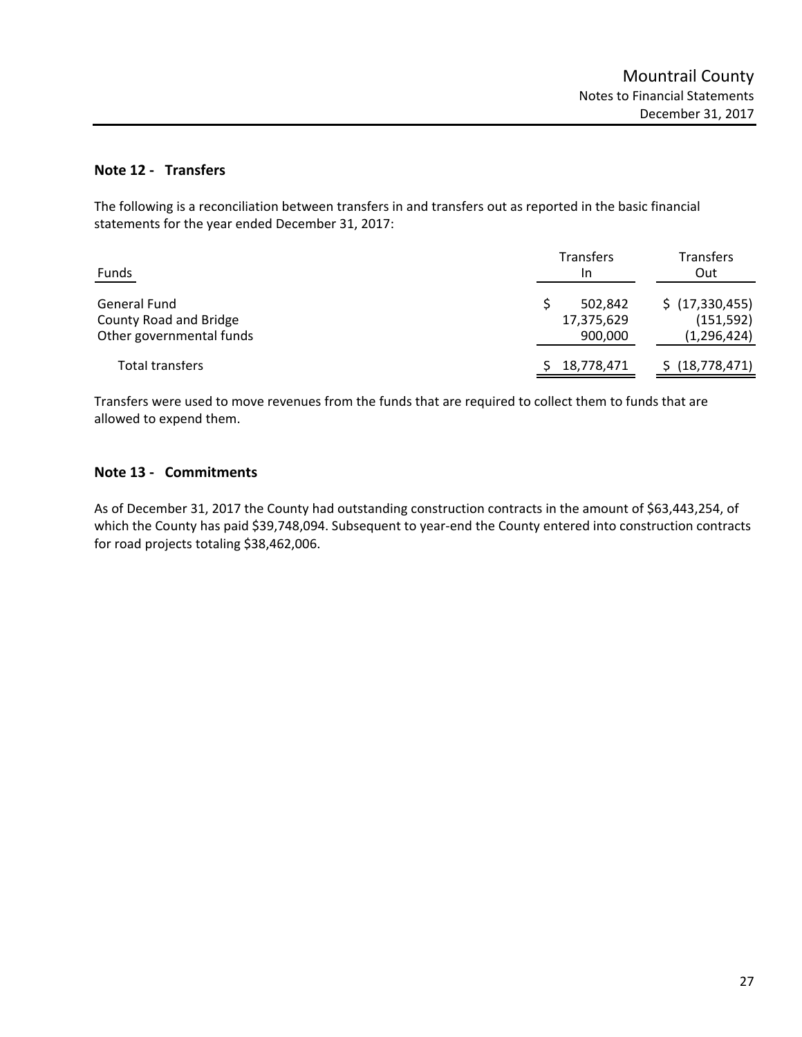## Note 12 - Transfers

The following is a reconciliation between transfers in and transfers out as reported in the basic financial statements for the year ended December 31, 2017:

| Funds | Transfers In | Transfers Out |
|---|---|---|
| General Fund | $ 502,842 | $ (17,330,455) |
| County Road and Bridge | 17,375,629 | (151,592) |
| Other governmental funds | 900,000 | (1,296,424) |
| Total transfers | $ 18,778,471 | $ (18,778,471) |

Transfers were used to move revenues from the funds that are required to collect them to funds that are allowed to expend them.

## Note 13 - Commitments

As of December 31, 2017 the County had outstanding construction contracts in the amount of $63,443,254, of which the County has paid $39,748,094. Subsequent to year-end the County entered into construction contracts for road projects totaling $38,462,006.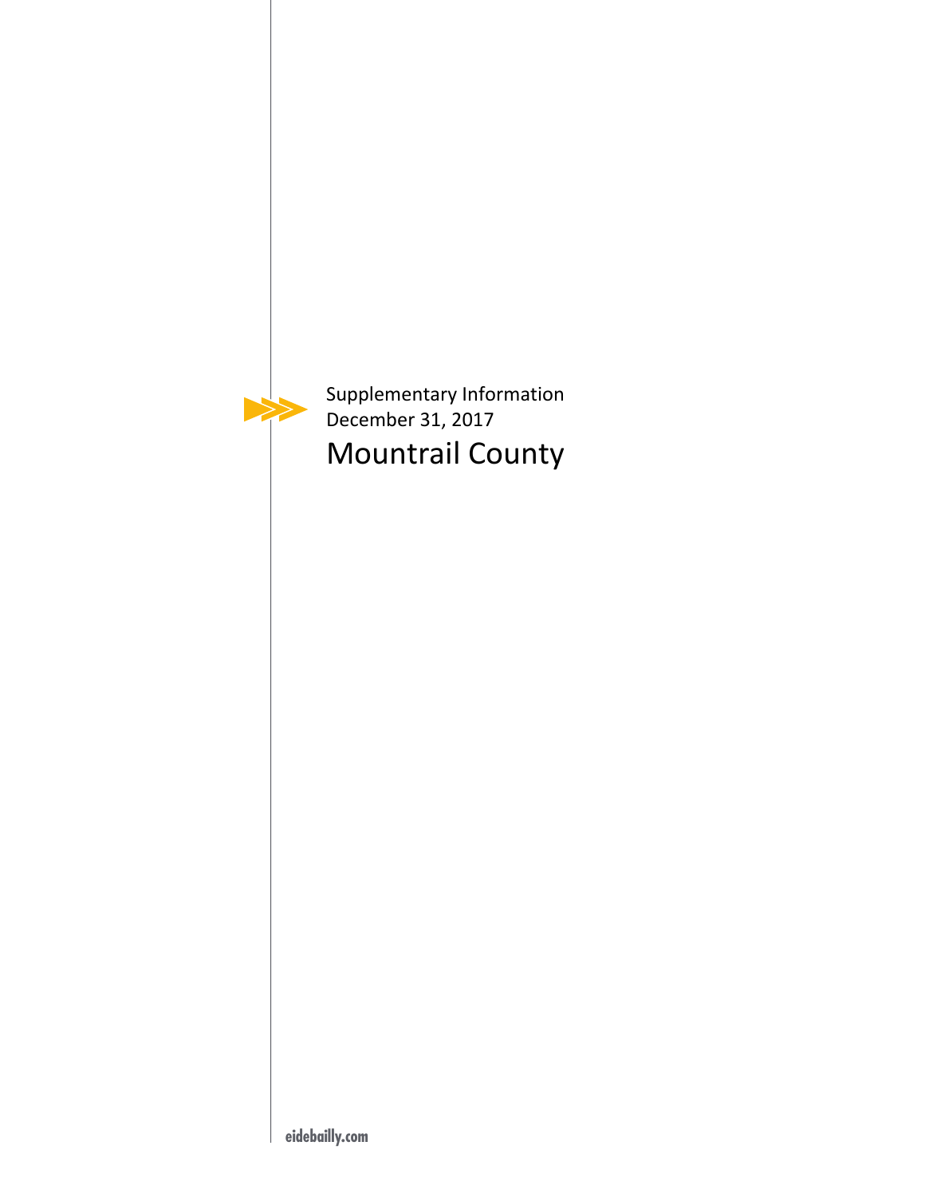Supplementary Information
December 31, 2017

# Mountrail County

eidebailly.com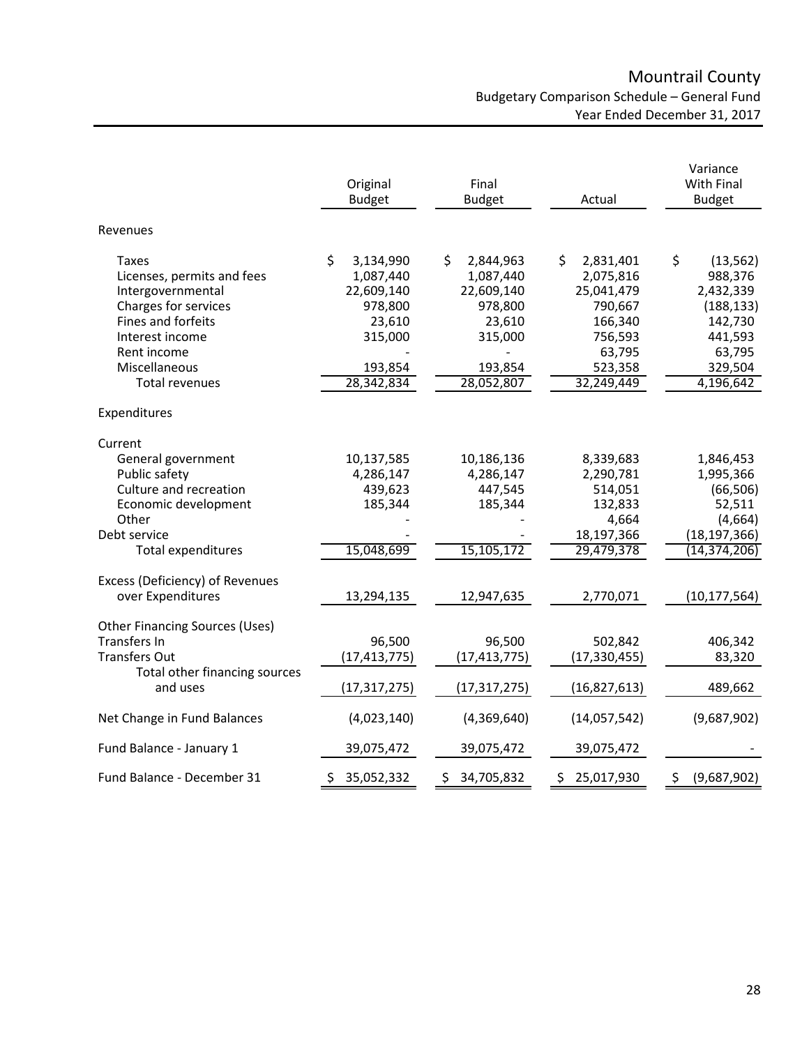# Mountrail County

## Budgetary Comparison Schedule – General Fund

### Year Ended December 31, 2017

| | Original Budget | Final Budget | Actual | Variance With Final Budget |
|---|---|---|---|---|
| **Revenues** | | | | |
| Taxes | $ 3,134,990 | $ 2,844,963 | $ 2,831,401 | $ (13,562) |
| Licenses, permits and fees | 1,087,440 | 1,087,440 | 2,075,816 | 988,376 |
| Intergovernmental | 22,609,140 | 22,609,140 | 25,041,479 | 2,432,339 |
| Charges for services | 978,800 | 978,800 | 790,667 | (188,133) |
| Fines and forfeits | 23,610 | 23,610 | 166,340 | 142,730 |
| Interest income | 315,000 | 315,000 | 756,593 | 441,593 |
| Rent income | - | - | 63,795 | 63,795 |
| Miscellaneous | 193,854 | 193,854 | 523,358 | 329,504 |
| Total revenues | 28,342,834 | 28,052,807 | 32,249,449 | 4,196,642 |
| **Expenditures** | | | | |
| Current | | | | |
| General government | 10,137,585 | 10,186,136 | 8,339,683 | 1,846,453 |
| Public safety | 4,286,147 | 4,286,147 | 2,290,781 | 1,995,366 |
| Culture and recreation | 439,623 | 447,545 | 514,051 | (66,506) |
| Economic development | 185,344 | 185,344 | 132,833 | 52,511 |
| Other | - | - | 4,664 | (4,664) |
| Debt service | - | - | 18,197,366 | (18,197,366) |
| Total expenditures | 15,048,699 | 15,105,172 | 29,479,378 | (14,374,206) |
| Excess (Deficiency) of Revenues over Expenditures | 13,294,135 | 12,947,635 | 2,770,071 | (10,177,564) |
| **Other Financing Sources (Uses)** | | | | |
| Transfers In | 96,500 | 96,500 | 502,842 | 406,342 |
| Transfers Out | (17,413,775) | (17,413,775) | (17,330,455) | 83,320 |
| Total other financing sources and uses | (17,317,275) | (17,317,275) | (16,827,613) | 489,662 |
| Net Change in Fund Balances | (4,023,140) | (4,369,640) | (14,057,542) | (9,687,902) |
| Fund Balance - January 1 | 39,075,472 | 39,075,472 | 39,075,472 | - |
| Fund Balance - December 31 | $ 35,052,332 | $ 34,705,832 | $ 25,017,930 | $ (9,687,902) |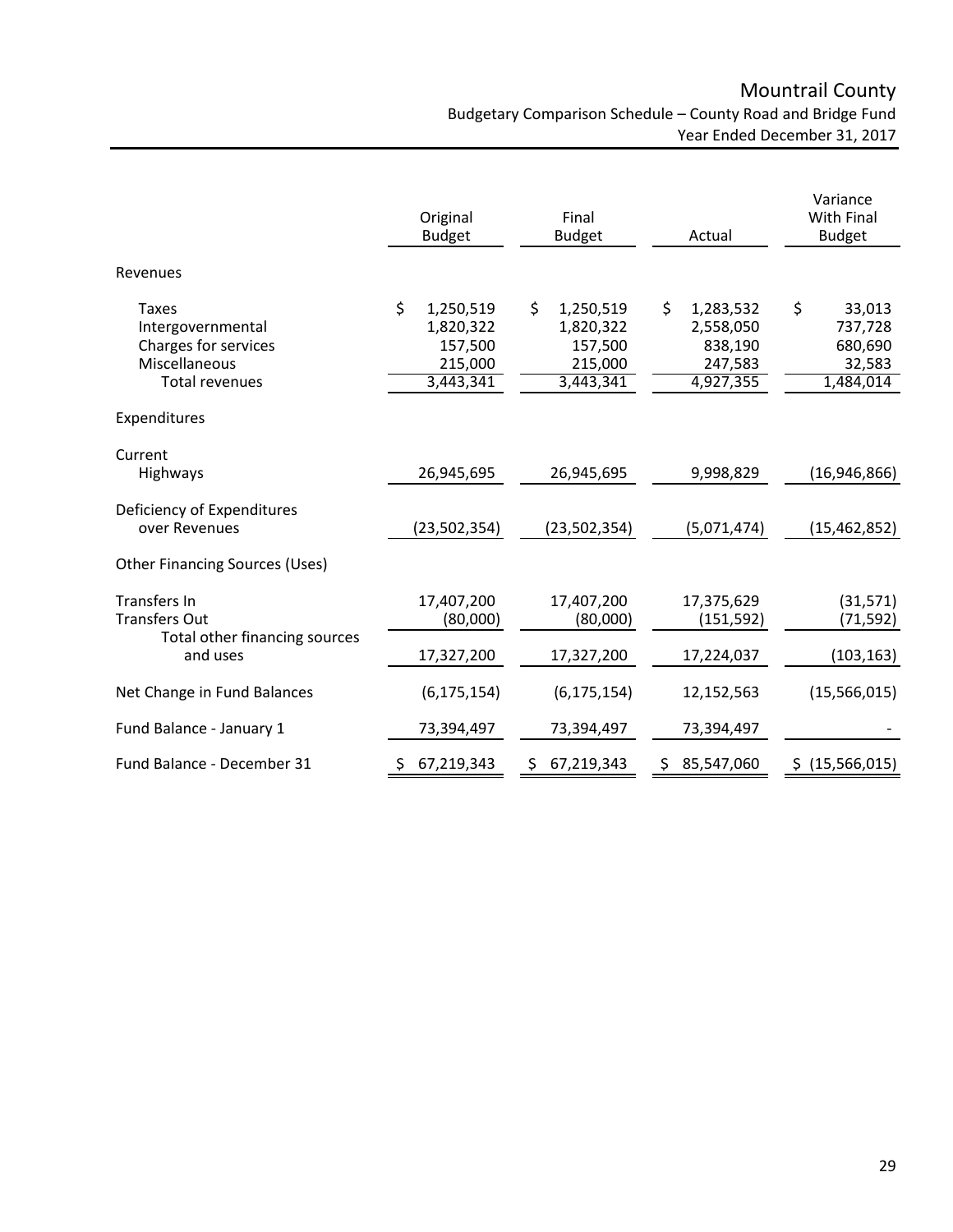# Mountrail County

Budgetary Comparison Schedule – County Road and Bridge Fund
Year Ended December 31, 2017

| | Original Budget | Final Budget | Actual | Variance With Final Budget |
|---|---|---|---|---|
| Revenues | | | | |
| Taxes | $ 1,250,519 | $ 1,250,519 | $ 1,283,532 | $ 33,013 |
| Intergovernmental | 1,820,322 | 1,820,322 | 2,558,050 | 737,728 |
| Charges for services | 157,500 | 157,500 | 838,190 | 680,690 |
| Miscellaneous | 215,000 | 215,000 | 247,583 | 32,583 |
| Total revenues | 3,443,341 | 3,443,341 | 4,927,355 | 1,484,014 |
| Expenditures | | | | |
| Current | | | | |
| Highways | 26,945,695 | 26,945,695 | 9,998,829 | (16,946,866) |
| Deficiency of Expenditures over Revenues | (23,502,354) | (23,502,354) | (5,071,474) | (15,462,852) |
| Other Financing Sources (Uses) | | | | |
| Transfers In | 17,407,200 | 17,407,200 | 17,375,629 | (31,571) |
| Transfers Out | (80,000) | (80,000) | (151,592) | (71,592) |
| Total other financing sources and uses | 17,327,200 | 17,327,200 | 17,224,037 | (103,163) |
| Net Change in Fund Balances | (6,175,154) | (6,175,154) | 12,152,563 | (15,566,015) |
| Fund Balance - January 1 | 73,394,497 | 73,394,497 | 73,394,497 | - |
| Fund Balance - December 31 | $ 67,219,343 | $ 67,219,343 | $ 85,547,060 | $ (15,566,015) |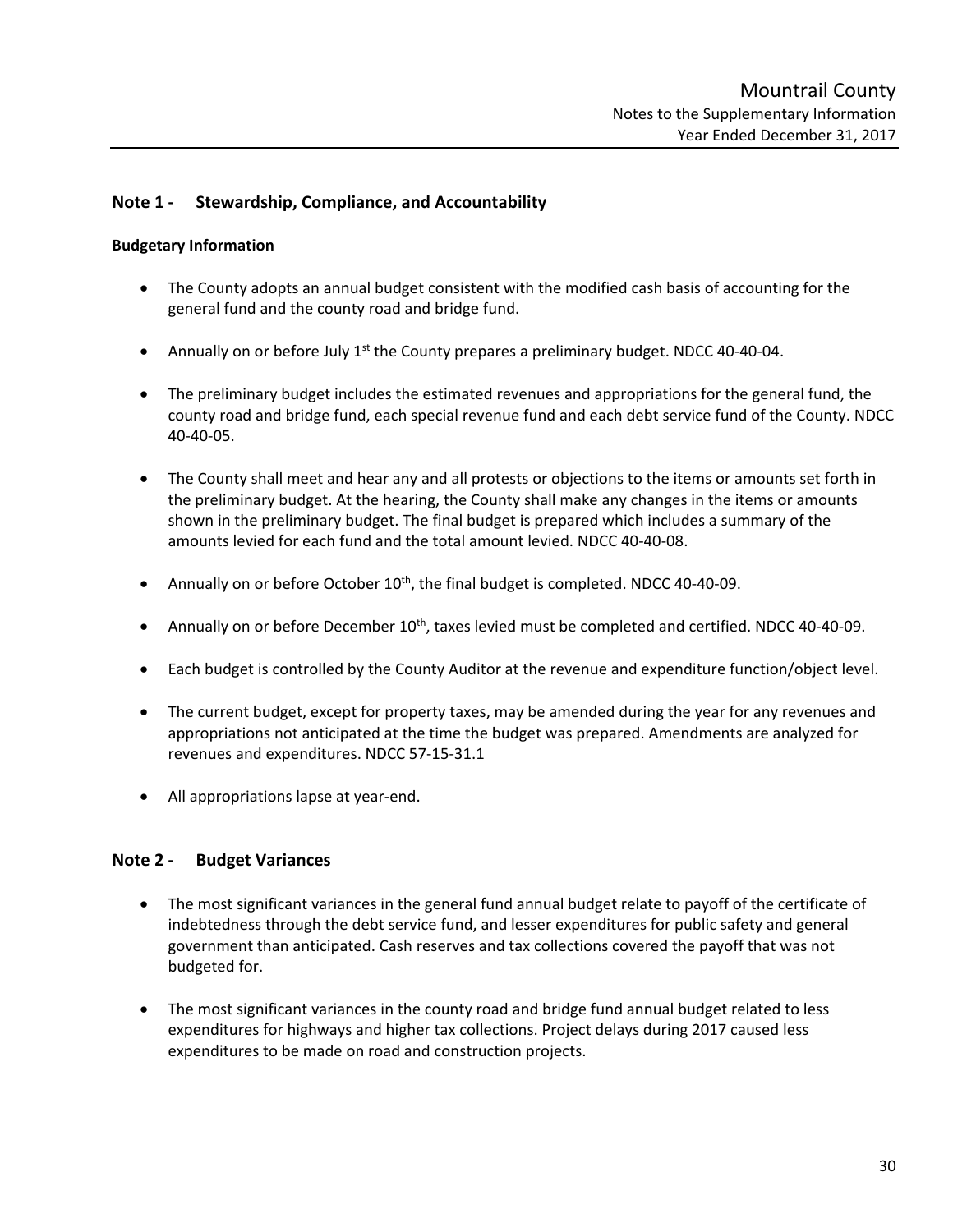## Note 1 - Stewardship, Compliance, and Accountability

### Budgetary Information

- The County adopts an annual budget consistent with the modified cash basis of accounting for the general fund and the county road and bridge fund.
- Annually on or before July 1st the County prepares a preliminary budget. NDCC 40-40-04.
- The preliminary budget includes the estimated revenues and appropriations for the general fund, the county road and bridge fund, each special revenue fund and each debt service fund of the County. NDCC 40-40-05.
- The County shall meet and hear any and all protests or objections to the items or amounts set forth in the preliminary budget. At the hearing, the County shall make any changes in the items or amounts shown in the preliminary budget. The final budget is prepared which includes a summary of the amounts levied for each fund and the total amount levied. NDCC 40-40-08.
- Annually on or before October 10th, the final budget is completed. NDCC 40-40-09.
- Annually on or before December 10th, taxes levied must be completed and certified. NDCC 40-40-09.
- Each budget is controlled by the County Auditor at the revenue and expenditure function/object level.
- The current budget, except for property taxes, may be amended during the year for any revenues and appropriations not anticipated at the time the budget was prepared. Amendments are analyzed for revenues and expenditures. NDCC 57-15-31.1
- All appropriations lapse at year-end.

## Note 2 - Budget Variances

- The most significant variances in the general fund annual budget relate to payoff of the certificate of indebtedness through the debt service fund, and lesser expenditures for public safety and general government than anticipated. Cash reserves and tax collections covered the payoff that was not budgeted for.
- The most significant variances in the county road and bridge fund annual budget related to less expenditures for highways and higher tax collections. Project delays during 2017 caused less expenditures to be made on road and construction projects.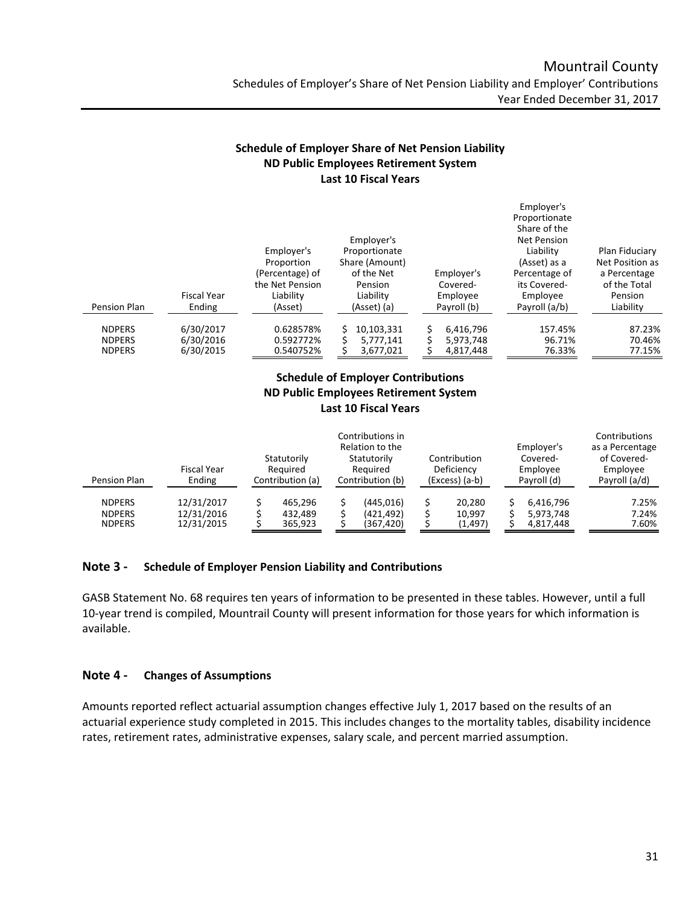Mountrail County

Schedules of Employer's Share of Net Pension Liability and Employer' Contributions

Year Ended December 31, 2017

## Schedule of Employer Share of Net Pension Liability
## ND Public Employees Retirement System
## Last 10 Fiscal Years

| Pension Plan | Fiscal Year Ending | Employer's Proportion (Percentage) of the Net Pension Liability (Asset) | Employer's Proportionate Share (Amount) of the Net Pension Liability (Asset) (a) | Employer's Covered-Employee Payroll (b) | Employer's Proportionate Share of the Net Pension Liability (Asset) as a Percentage of its Covered-Employee Payroll (a/b) | Plan Fiduciary Net Position as a Percentage of the Total Pension Liability |
|---|---|---|---|---|---|---|
| NDPERS | 6/30/2017 | 0.628578% | $ 10,103,331 | $ 6,416,796 | 157.45% | 87.23% |
| NDPERS | 6/30/2016 | 0.592772% | $ 5,777,141 | $ 5,973,748 | 96.71% | 70.46% |
| NDPERS | 6/30/2015 | 0.540752% | $ 3,677,021 | $ 4,817,448 | 76.33% | 77.15% |

## Schedule of Employer Contributions
## ND Public Employees Retirement System
## Last 10 Fiscal Years

| Pension Plan | Fiscal Year Ending | Statutorily Required Contribution (a) | Contributions in Relation to the Statutorily Required Contribution (b) | Contribution Deficiency (Excess) (a-b) | Employer's Covered-Employee Payroll (d) | Contributions as a Percentage of Covered-Employee Payroll (a/d) |
|---|---|---|---|---|---|---|
| NDPERS | 12/31/2017 | $ 465,296 | $ (445,016) | $ 20,280 | $ 6,416,796 | 7.25% |
| NDPERS | 12/31/2016 | $ 432,489 | $ (421,492) | $ 10,997 | $ 5,973,748 | 7.24% |
| NDPERS | 12/31/2015 | $ 365,923 | $ (367,420) | $ (1,497) | $ 4,817,448 | 7.60% |

### Note 3 - Schedule of Employer Pension Liability and Contributions

GASB Statement No. 68 requires ten years of information to be presented in these tables. However, until a full 10-year trend is compiled, Mountrail County will present information for those years for which information is available.

### Note 4 - Changes of Assumptions

Amounts reported reflect actuarial assumption changes effective July 1, 2017 based on the results of an actuarial experience study completed in 2015. This includes changes to the mortality tables, disability incidence rates, retirement rates, administrative expenses, salary scale, and percent married assumption.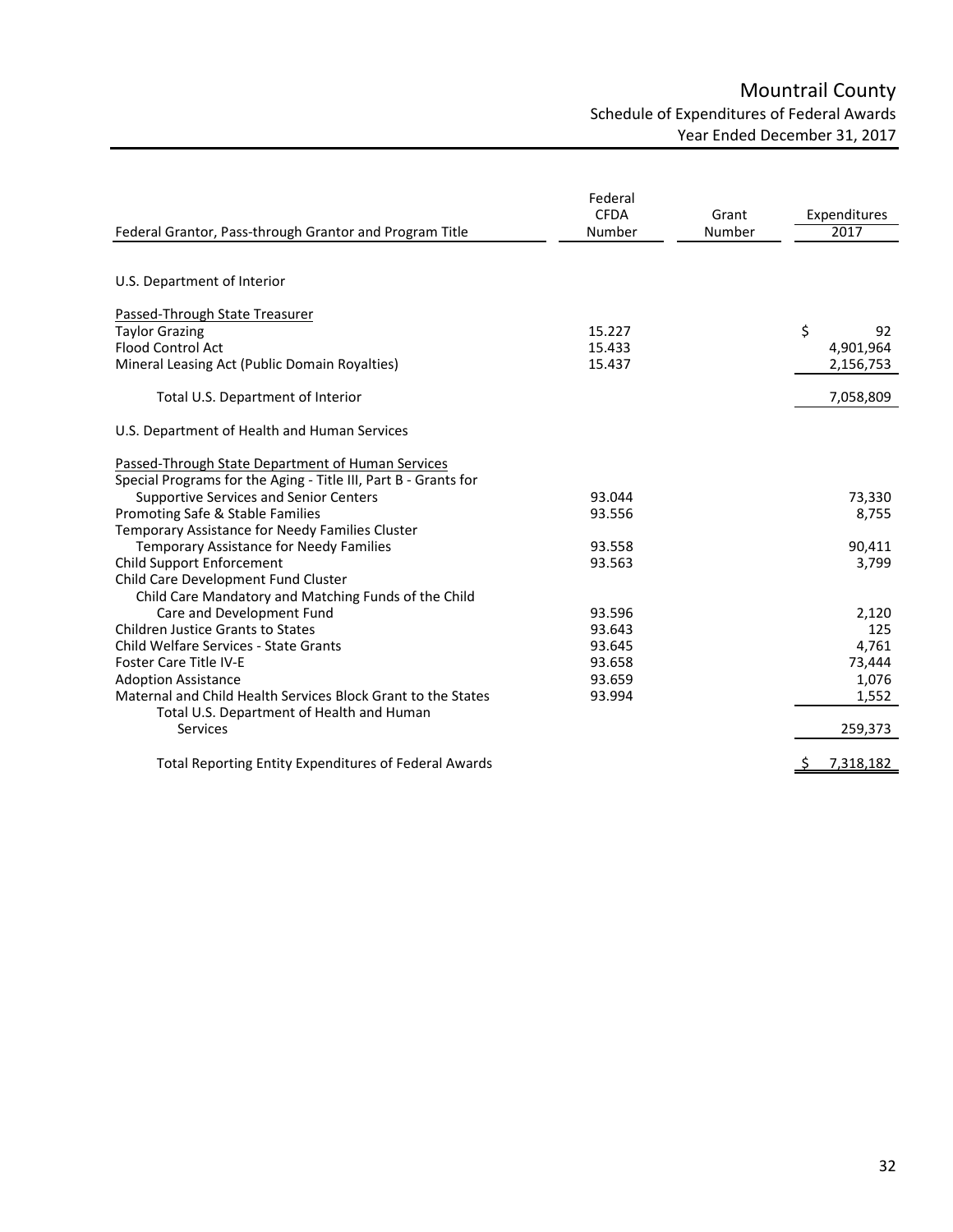# Mountrail County

## Schedule of Expenditures of Federal Awards

### Year Ended December 31, 2017

| Federal Grantor, Pass-through Grantor and Program Title | Federal CFDA Number | Grant Number | Expenditures 2017 |
|---|---|---|---|
| U.S. Department of Interior | | | |
| Passed-Through State Treasurer | | | |
| Taylor Grazing | 15.227 | | $ 92 |
| Flood Control Act | 15.433 | | 4,901,964 |
| Mineral Leasing Act (Public Domain Royalties) | 15.437 | | 2,156,753 |
| Total U.S. Department of Interior | | | 7,058,809 |
| U.S. Department of Health and Human Services | | | |
| Passed-Through State Department of Human Services | | | |
| Special Programs for the Aging - Title III, Part B - Grants for Supportive Services and Senior Centers | 93.044 | | 73,330 |
| Promoting Safe & Stable Families | 93.556 | | 8,755 |
| Temporary Assistance for Needy Families Cluster | | | |
| Temporary Assistance for Needy Families | 93.558 | | 90,411 |
| Child Support Enforcement | 93.563 | | 3,799 |
| Child Care Development Fund Cluster | | | |
| Child Care Mandatory and Matching Funds of the Child Care and Development Fund | 93.596 | | 2,120 |
| Children Justice Grants to States | 93.643 | | 125 |
| Child Welfare Services - State Grants | 93.645 | | 4,761 |
| Foster Care Title IV-E | 93.658 | | 73,444 |
| Adoption Assistance | 93.659 | | 1,076 |
| Maternal and Child Health Services Block Grant to the States | 93.994 | | 1,552 |
| Total U.S. Department of Health and Human Services | | | 259,373 |
| Total Reporting Entity Expenditures of Federal Awards | | | $ 7,318,182 |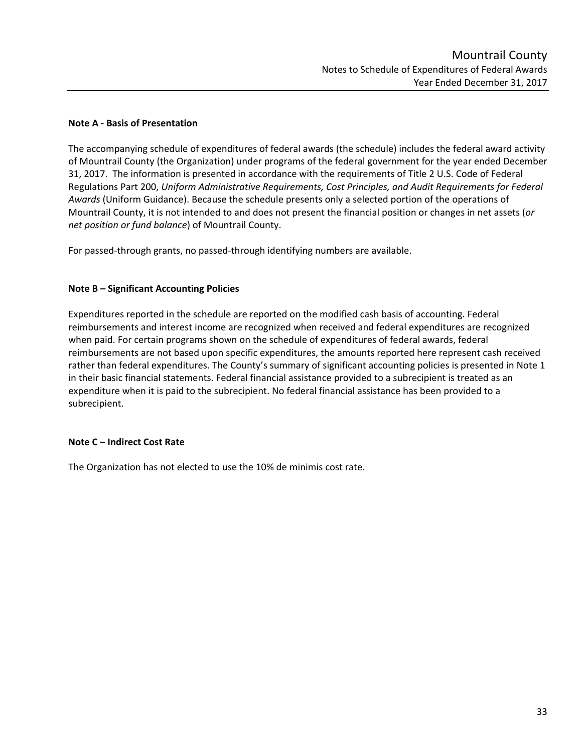Mountrail County
Notes to Schedule of Expenditures of Federal Awards
Year Ended December 31, 2017

**Note A - Basis of Presentation**

The accompanying schedule of expenditures of federal awards (the schedule) includes the federal award activity of Mountrail County (the Organization) under programs of the federal government for the year ended December 31, 2017. The information is presented in accordance with the requirements of Title 2 U.S. Code of Federal Regulations Part 200, *Uniform Administrative Requirements, Cost Principles, and Audit Requirements for Federal Awards* (Uniform Guidance). Because the schedule presents only a selected portion of the operations of Mountrail County, it is not intended to and does not present the financial position or changes in net assets (*or net position or fund balance*) of Mountrail County.

For passed-through grants, no passed-through identifying numbers are available.

**Note B – Significant Accounting Policies**

Expenditures reported in the schedule are reported on the modified cash basis of accounting. Federal reimbursements and interest income are recognized when received and federal expenditures are recognized when paid. For certain programs shown on the schedule of expenditures of federal awards, federal reimbursements are not based upon specific expenditures, the amounts reported here represent cash received rather than federal expenditures. The County's summary of significant accounting policies is presented in Note 1 in their basic financial statements. Federal financial assistance provided to a subrecipient is treated as an expenditure when it is paid to the subrecipient. No federal financial assistance has been provided to a subrecipient.

**Note C – Indirect Cost Rate**

The Organization has not elected to use the 10% de minimis cost rate.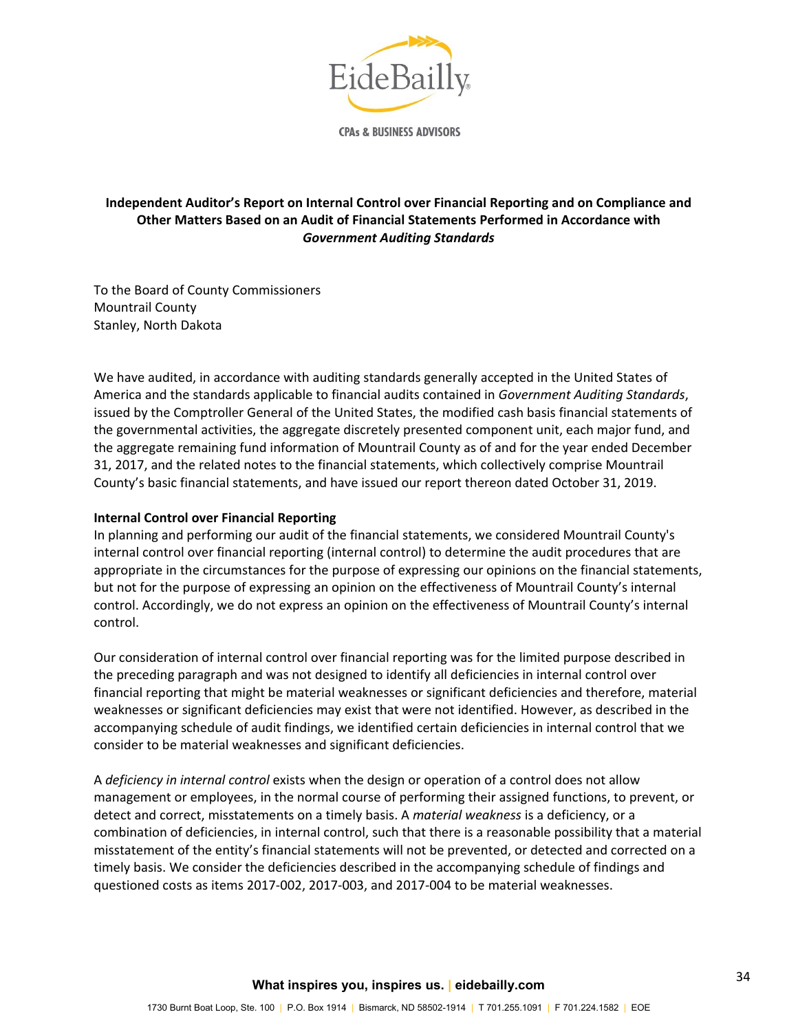**Independent Auditor's Report on Internal Control over Financial Reporting and on Compliance and Other Matters Based on an Audit of Financial Statements Performed in Accordance with *Government Auditing Standards***

To the Board of County Commissioners
Mountrail County
Stanley, North Dakota

We have audited, in accordance with auditing standards generally accepted in the United States of America and the standards applicable to financial audits contained in *Government Auditing Standards*, issued by the Comptroller General of the United States, the modified cash basis financial statements of the governmental activities, the aggregate discretely presented component unit, each major fund, and the aggregate remaining fund information of Mountrail County as of and for the year ended December 31, 2017, and the related notes to the financial statements, which collectively comprise Mountrail County's basic financial statements, and have issued our report thereon dated October 31, 2019.

**Internal Control over Financial Reporting**

In planning and performing our audit of the financial statements, we considered Mountrail County's internal control over financial reporting (internal control) to determine the audit procedures that are appropriate in the circumstances for the purpose of expressing our opinions on the financial statements, but not for the purpose of expressing an opinion on the effectiveness of Mountrail County's internal control. Accordingly, we do not express an opinion on the effectiveness of Mountrail County's internal control.

Our consideration of internal control over financial reporting was for the limited purpose described in the preceding paragraph and was not designed to identify all deficiencies in internal control over financial reporting that might be material weaknesses or significant deficiencies and therefore, material weaknesses or significant deficiencies may exist that were not identified. However, as described in the accompanying schedule of audit findings, we identified certain deficiencies in internal control that we consider to be material weaknesses and significant deficiencies.

A *deficiency in internal control* exists when the design or operation of a control does not allow management or employees, in the normal course of performing their assigned functions, to prevent, or detect and correct, misstatements on a timely basis. A *material weakness* is a deficiency, or a combination of deficiencies, in internal control, such that there is a reasonable possibility that a material misstatement of the entity's financial statements will not be prevented, or detected and corrected on a timely basis. We consider the deficiencies described in the accompanying schedule of findings and questioned costs as items 2017-002, 2017-003, and 2017-004 to be material weaknesses.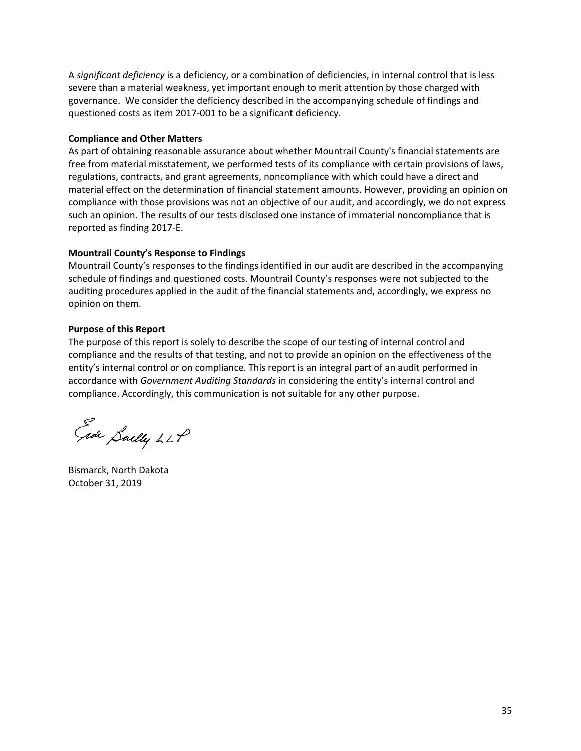A *significant deficiency* is a deficiency, or a combination of deficiencies, in internal control that is less severe than a material weakness, yet important enough to merit attention by those charged with governance. We consider the deficiency described in the accompanying schedule of findings and questioned costs as item 2017-001 to be a significant deficiency.

**Compliance and Other Matters**

As part of obtaining reasonable assurance about whether Mountrail County's financial statements are free from material misstatement, we performed tests of its compliance with certain provisions of laws, regulations, contracts, and grant agreements, noncompliance with which could have a direct and material effect on the determination of financial statement amounts. However, providing an opinion on compliance with those provisions was not an objective of our audit, and accordingly, we do not express such an opinion. The results of our tests disclosed one instance of immaterial noncompliance that is reported as finding 2017-E.

**Mountrail County's Response to Findings**

Mountrail County's responses to the findings identified in our audit are described in the accompanying schedule of findings and questioned costs. Mountrail County's responses were not subjected to the auditing procedures applied in the audit of the financial statements and, accordingly, we express no opinion on them.

**Purpose of this Report**

The purpose of this report is solely to describe the scope of our testing of internal control and compliance and the results of that testing, and not to provide an opinion on the effectiveness of the entity's internal control or on compliance. This report is an integral part of an audit performed in accordance with *Government Auditing Standards* in considering the entity's internal control and compliance. Accordingly, this communication is not suitable for any other purpose.

Eide Bailly LLP

Bismarck, North Dakota
October 31, 2019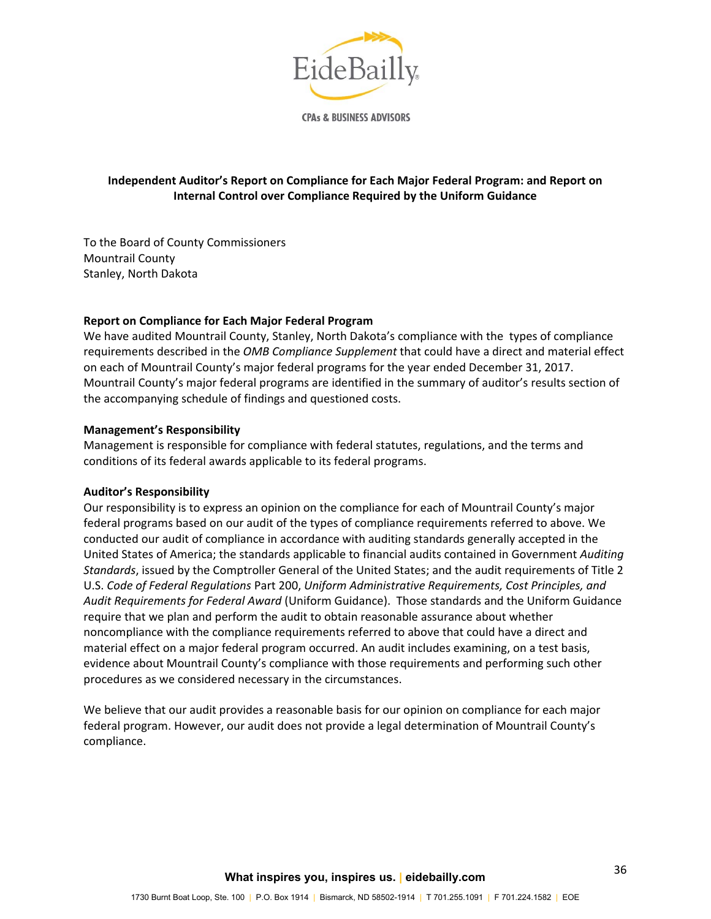# Independent Auditor's Report on Compliance for Each Major Federal Program: and Report on Internal Control over Compliance Required by the Uniform Guidance

To the Board of County Commissioners
Mountrail County
Stanley, North Dakota

**Report on Compliance for Each Major Federal Program**

We have audited Mountrail County, Stanley, North Dakota's compliance with the types of compliance requirements described in the *OMB Compliance Supplement* that could have a direct and material effect on each of Mountrail County's major federal programs for the year ended December 31, 2017. Mountrail County's major federal programs are identified in the summary of auditor's results section of the accompanying schedule of findings and questioned costs.

**Management's Responsibility**

Management is responsible for compliance with federal statutes, regulations, and the terms and conditions of its federal awards applicable to its federal programs.

**Auditor's Responsibility**

Our responsibility is to express an opinion on the compliance for each of Mountrail County's major federal programs based on our audit of the types of compliance requirements referred to above. We conducted our audit of compliance in accordance with auditing standards generally accepted in the United States of America; the standards applicable to financial audits contained in Government *Auditing Standards*, issued by the Comptroller General of the United States; and the audit requirements of Title 2 U.S. *Code of Federal Regulations* Part 200, *Uniform Administrative Requirements, Cost Principles, and Audit Requirements for Federal Award* (Uniform Guidance). Those standards and the Uniform Guidance require that we plan and perform the audit to obtain reasonable assurance about whether noncompliance with the compliance requirements referred to above that could have a direct and material effect on a major federal program occurred. An audit includes examining, on a test basis, evidence about Mountrail County's compliance with those requirements and performing such other procedures as we considered necessary in the circumstances.

We believe that our audit provides a reasonable basis for our opinion on compliance for each major federal program. However, our audit does not provide a legal determination of Mountrail County's compliance.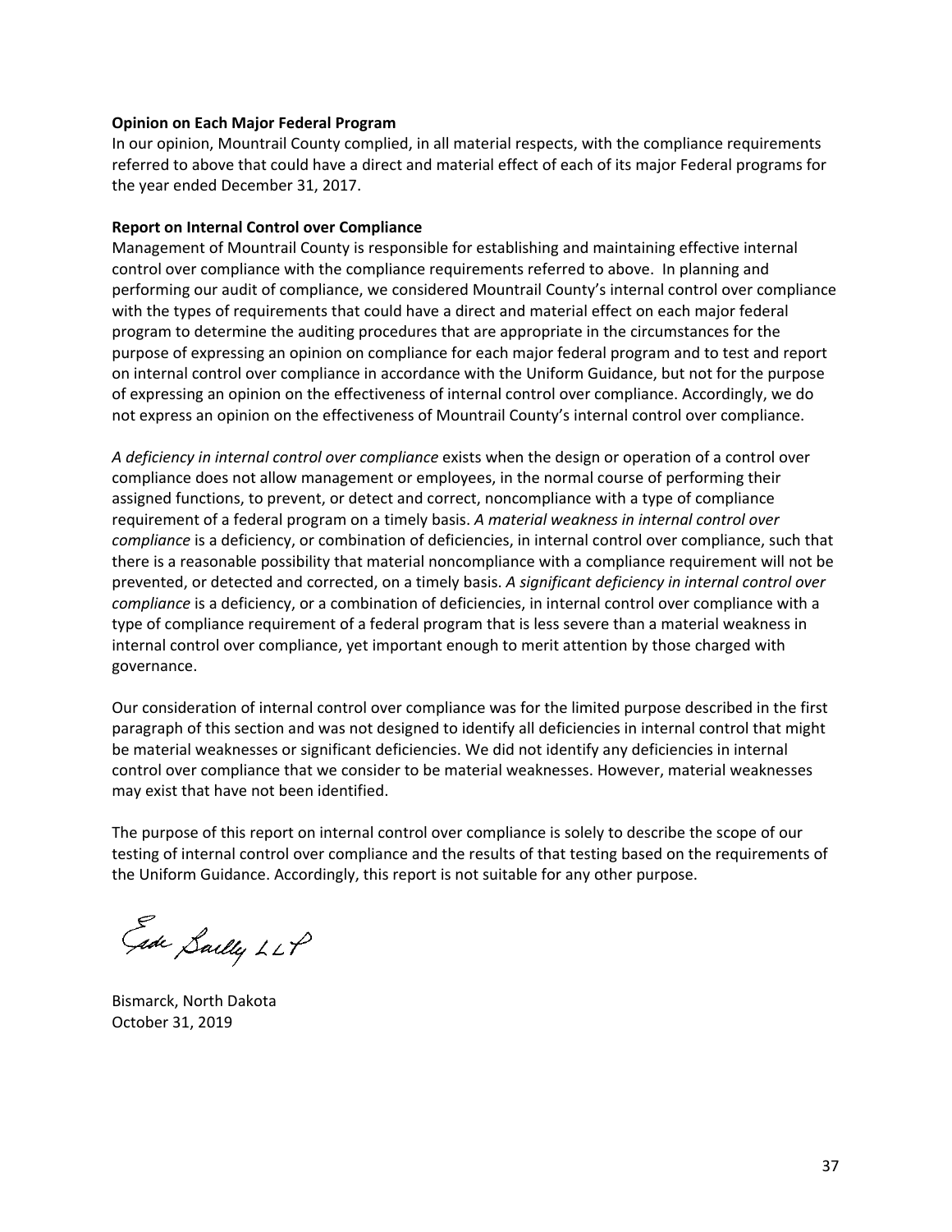**Opinion on Each Major Federal Program**

In our opinion, Mountrail County complied, in all material respects, with the compliance requirements referred to above that could have a direct and material effect of each of its major Federal programs for the year ended December 31, 2017.

**Report on Internal Control over Compliance**

Management of Mountrail County is responsible for establishing and maintaining effective internal control over compliance with the compliance requirements referred to above. In planning and performing our audit of compliance, we considered Mountrail County's internal control over compliance with the types of requirements that could have a direct and material effect on each major federal program to determine the auditing procedures that are appropriate in the circumstances for the purpose of expressing an opinion on compliance for each major federal program and to test and report on internal control over compliance in accordance with the Uniform Guidance, but not for the purpose of expressing an opinion on the effectiveness of internal control over compliance. Accordingly, we do not express an opinion on the effectiveness of Mountrail County's internal control over compliance.

*A deficiency in internal control over compliance* exists when the design or operation of a control over compliance does not allow management or employees, in the normal course of performing their assigned functions, to prevent, or detect and correct, noncompliance with a type of compliance requirement of a federal program on a timely basis. *A material weakness in internal control over compliance* is a deficiency, or combination of deficiencies, in internal control over compliance, such that there is a reasonable possibility that material noncompliance with a compliance requirement will not be prevented, or detected and corrected, on a timely basis. *A significant deficiency in internal control over compliance* is a deficiency, or a combination of deficiencies, in internal control over compliance with a type of compliance requirement of a federal program that is less severe than a material weakness in internal control over compliance, yet important enough to merit attention by those charged with governance.

Our consideration of internal control over compliance was for the limited purpose described in the first paragraph of this section and was not designed to identify all deficiencies in internal control that might be material weaknesses or significant deficiencies. We did not identify any deficiencies in internal control over compliance that we consider to be material weaknesses. However, material weaknesses may exist that have not been identified.

The purpose of this report on internal control over compliance is solely to describe the scope of our testing of internal control over compliance and the results of that testing based on the requirements of the Uniform Guidance. Accordingly, this report is not suitable for any other purpose.

Eide Bailly LLP

Bismarck, North Dakota
October 31, 2019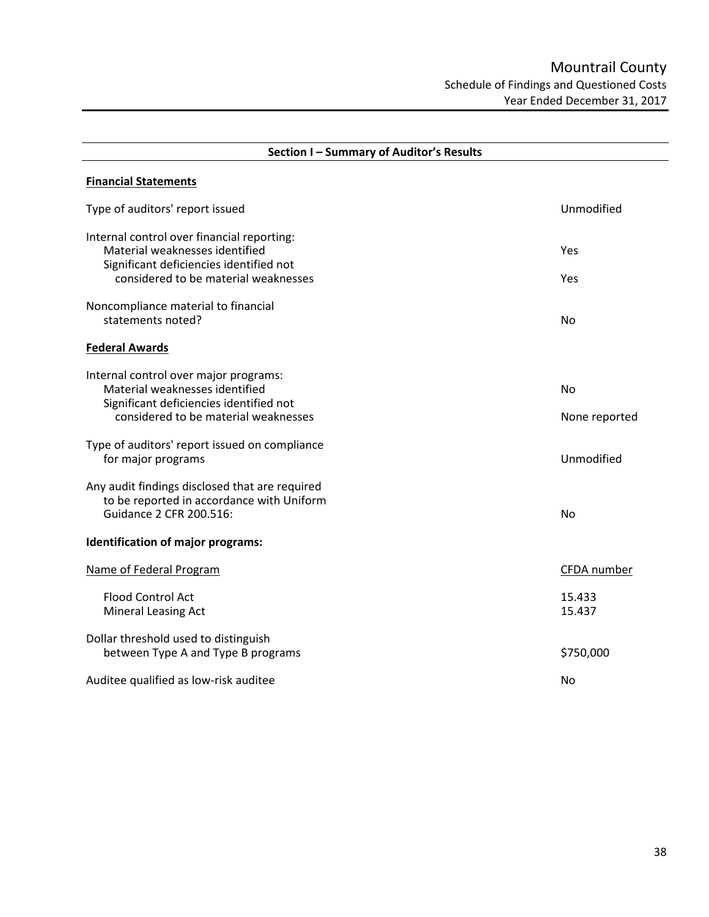# Mountrail County

## Schedule of Findings and Questioned Costs

Year Ended December 31, 2017

## Section I – Summary of Auditor's Results

**Financial Statements**

| | |
|---|---|
| Type of auditors' report issued | Unmodified |
| Internal control over financial reporting: | |
| Material weaknesses identified | Yes |
| Significant deficiencies identified not considered to be material weaknesses | Yes |
| Noncompliance material to financial statements noted? | No |

**Federal Awards**

| | |
|---|---|
| Internal control over major programs: | |
| Material weaknesses identified | No |
| Significant deficiencies identified not considered to be material weaknesses | None reported |
| Type of auditors' report issued on compliance for major programs | Unmodified |
| Any audit findings disclosed that are required to be reported in accordance with Uniform Guidance 2 CFR 200.516: | No |

**Identification of major programs:**

| Name of Federal Program | CFDA number |
|---|---|
| Flood Control Act | 15.433 |
| Mineral Leasing Act | 15.437 |

| | |
|---|---|
| Dollar threshold used to distinguish between Type A and Type B programs | $750,000 |
| Auditee qualified as low-risk auditee | No |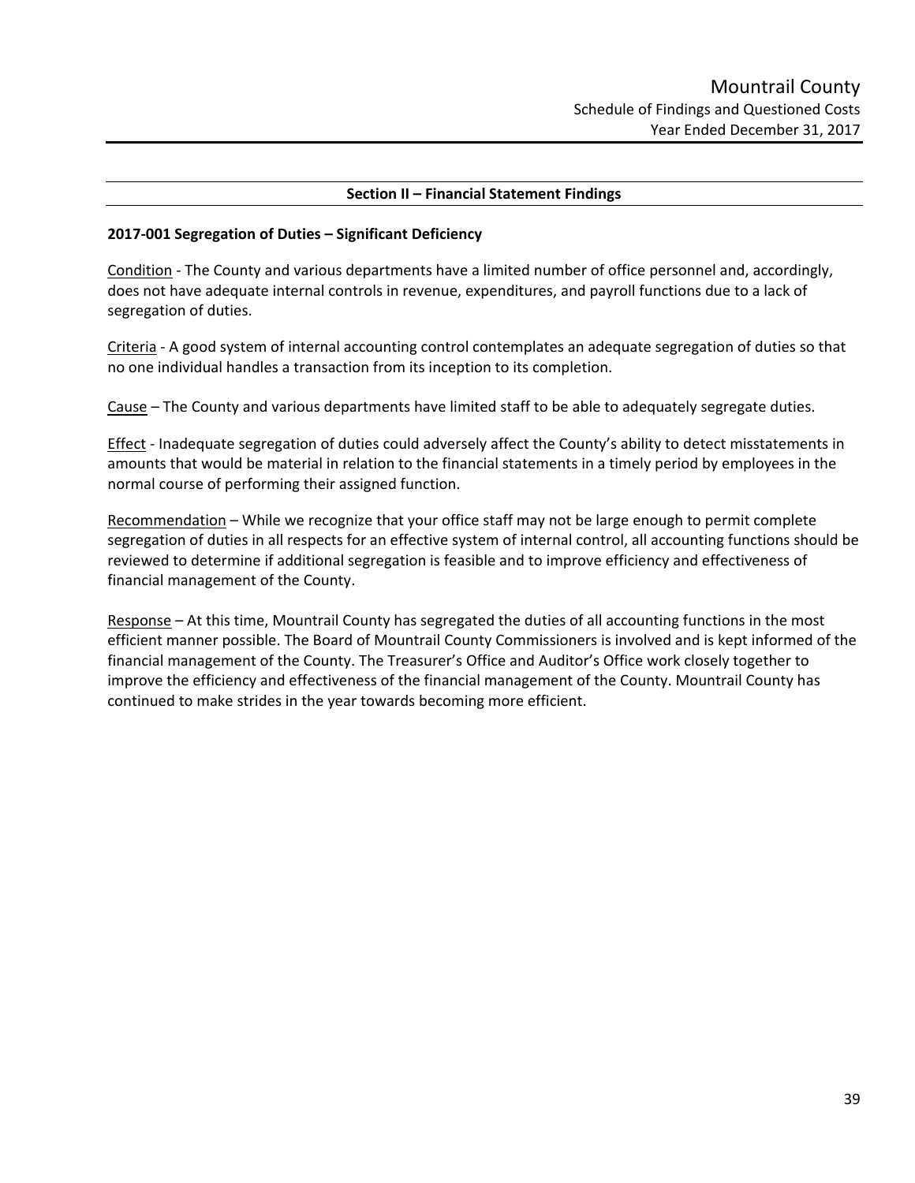Mountrail County

Schedule of Findings and Questioned Costs

Year Ended December 31, 2017

## Section II – Financial Statement Findings

### 2017-001 Segregation of Duties – Significant Deficiency

Condition - The County and various departments have a limited number of office personnel and, accordingly, does not have adequate internal controls in revenue, expenditures, and payroll functions due to a lack of segregation of duties.

Criteria - A good system of internal accounting control contemplates an adequate segregation of duties so that no one individual handles a transaction from its inception to its completion.

Cause – The County and various departments have limited staff to be able to adequately segregate duties.

Effect - Inadequate segregation of duties could adversely affect the County's ability to detect misstatements in amounts that would be material in relation to the financial statements in a timely period by employees in the normal course of performing their assigned function.

Recommendation – While we recognize that your office staff may not be large enough to permit complete segregation of duties in all respects for an effective system of internal control, all accounting functions should be reviewed to determine if additional segregation is feasible and to improve efficiency and effectiveness of financial management of the County.

Response – At this time, Mountrail County has segregated the duties of all accounting functions in the most efficient manner possible. The Board of Mountrail County Commissioners is involved and is kept informed of the financial management of the County. The Treasurer's Office and Auditor's Office work closely together to improve the efficiency and effectiveness of the financial management of the County. Mountrail County has continued to make strides in the year towards becoming more efficient.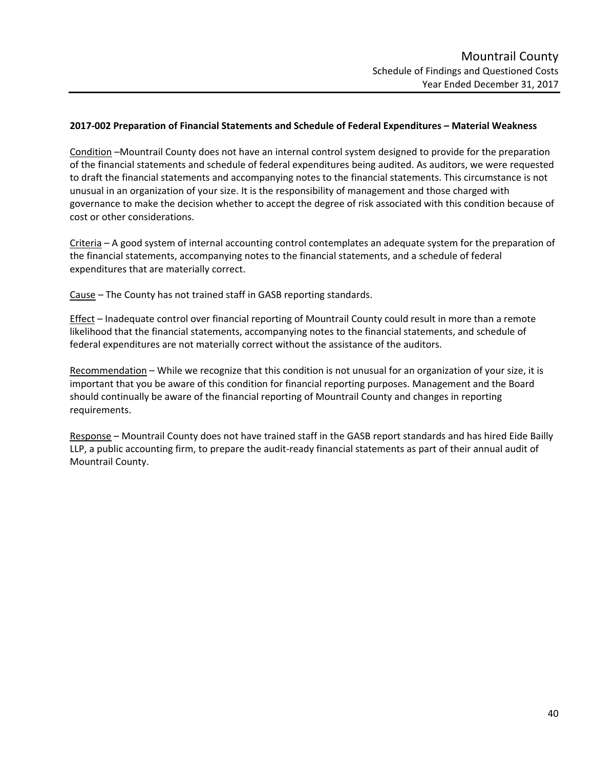**2017-002 Preparation of Financial Statements and Schedule of Federal Expenditures – Material Weakness**

Condition –Mountrail County does not have an internal control system designed to provide for the preparation of the financial statements and schedule of federal expenditures being audited. As auditors, we were requested to draft the financial statements and accompanying notes to the financial statements. This circumstance is not unusual in an organization of your size. It is the responsibility of management and those charged with governance to make the decision whether to accept the degree of risk associated with this condition because of cost or other considerations.

Criteria – A good system of internal accounting control contemplates an adequate system for the preparation of the financial statements, accompanying notes to the financial statements, and a schedule of federal expenditures that are materially correct.

Cause – The County has not trained staff in GASB reporting standards.

Effect – Inadequate control over financial reporting of Mountrail County could result in more than a remote likelihood that the financial statements, accompanying notes to the financial statements, and schedule of federal expenditures are not materially correct without the assistance of the auditors.

Recommendation – While we recognize that this condition is not unusual for an organization of your size, it is important that you be aware of this condition for financial reporting purposes. Management and the Board should continually be aware of the financial reporting of Mountrail County and changes in reporting requirements.

Response – Mountrail County does not have trained staff in the GASB report standards and has hired Eide Bailly LLP, a public accounting firm, to prepare the audit-ready financial statements as part of their annual audit of Mountrail County.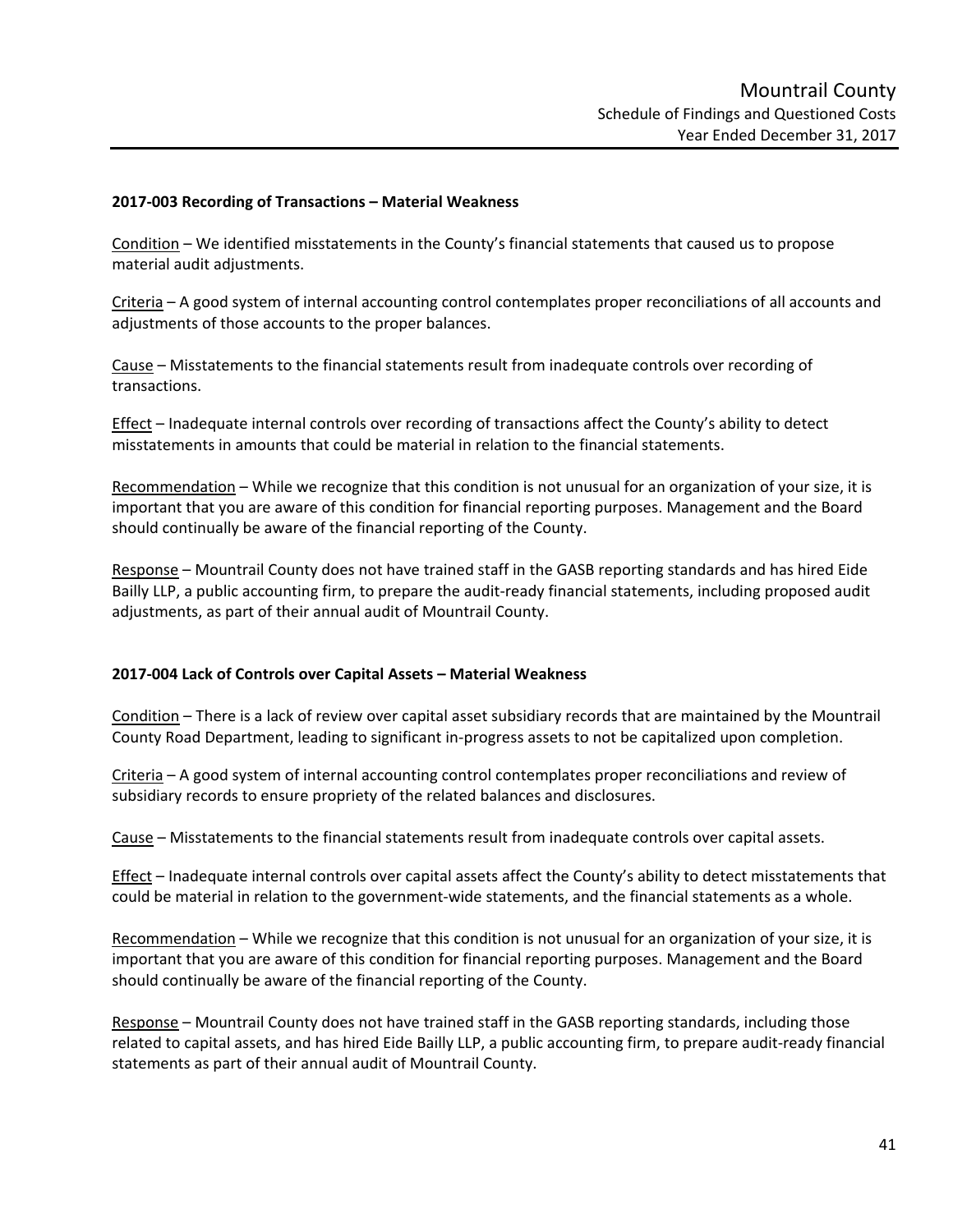### 2017-003 Recording of Transactions – Material Weakness

Condition – We identified misstatements in the County's financial statements that caused us to propose material audit adjustments.

Criteria – A good system of internal accounting control contemplates proper reconciliations of all accounts and adjustments of those accounts to the proper balances.

Cause – Misstatements to the financial statements result from inadequate controls over recording of transactions.

Effect – Inadequate internal controls over recording of transactions affect the County's ability to detect misstatements in amounts that could be material in relation to the financial statements.

Recommendation – While we recognize that this condition is not unusual for an organization of your size, it is important that you are aware of this condition for financial reporting purposes. Management and the Board should continually be aware of the financial reporting of the County.

Response – Mountrail County does not have trained staff in the GASB reporting standards and has hired Eide Bailly LLP, a public accounting firm, to prepare the audit-ready financial statements, including proposed audit adjustments, as part of their annual audit of Mountrail County.

### 2017-004 Lack of Controls over Capital Assets – Material Weakness

Condition – There is a lack of review over capital asset subsidiary records that are maintained by the Mountrail County Road Department, leading to significant in-progress assets to not be capitalized upon completion.

Criteria – A good system of internal accounting control contemplates proper reconciliations and review of subsidiary records to ensure propriety of the related balances and disclosures.

Cause – Misstatements to the financial statements result from inadequate controls over capital assets.

Effect – Inadequate internal controls over capital assets affect the County's ability to detect misstatements that could be material in relation to the government-wide statements, and the financial statements as a whole.

Recommendation – While we recognize that this condition is not unusual for an organization of your size, it is important that you are aware of this condition for financial reporting purposes. Management and the Board should continually be aware of the financial reporting of the County.

Response – Mountrail County does not have trained staff in the GASB reporting standards, including those related to capital assets, and has hired Eide Bailly LLP, a public accounting firm, to prepare audit-ready financial statements as part of their annual audit of Mountrail County.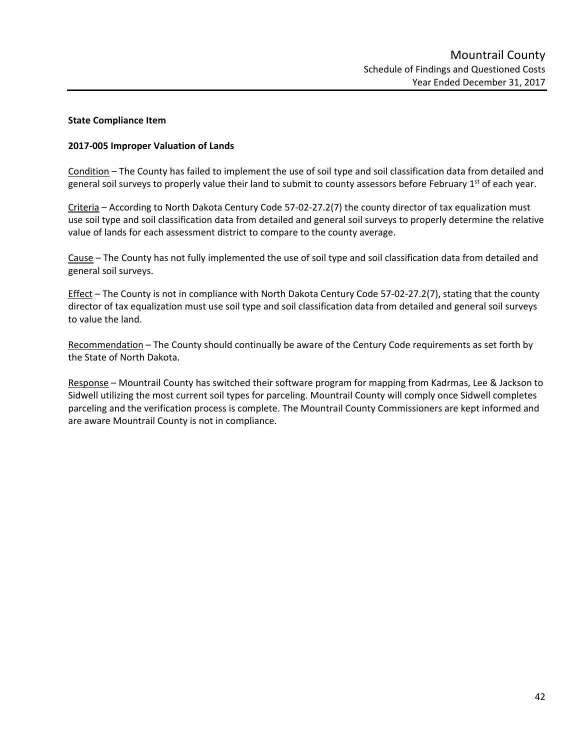**State Compliance Item**

**2017-005 Improper Valuation of Lands**

Condition – The County has failed to implement the use of soil type and soil classification data from detailed and general soil surveys to properly value their land to submit to county assessors before February 1st of each year.

Criteria – According to North Dakota Century Code 57-02-27.2(7) the county director of tax equalization must use soil type and soil classification data from detailed and general soil surveys to properly determine the relative value of lands for each assessment district to compare to the county average.

Cause – The County has not fully implemented the use of soil type and soil classification data from detailed and general soil surveys.

Effect – The County is not in compliance with North Dakota Century Code 57-02-27.2(7), stating that the county director of tax equalization must use soil type and soil classification data from detailed and general soil surveys to value the land.

Recommendation – The County should continually be aware of the Century Code requirements as set forth by the State of North Dakota.

Response – Mountrail County has switched their software program for mapping from Kadrmas, Lee & Jackson to Sidwell utilizing the most current soil types for parceling. Mountrail County will comply once Sidwell completes parceling and the verification process is complete. The Mountrail County Commissioners are kept informed and are aware Mountrail County is not in compliance.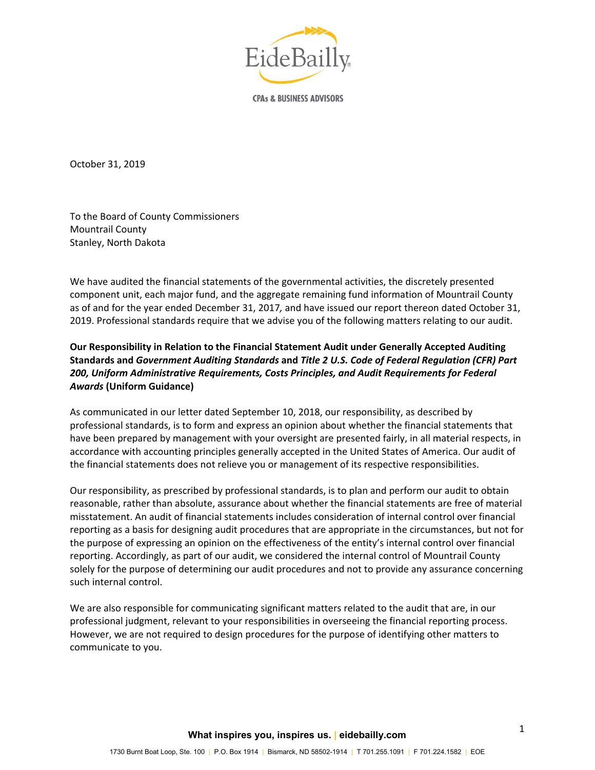EideBailly

CPAs & BUSINESS ADVISORS

October 31, 2019

To the Board of County Commissioners
Mountrail County
Stanley, North Dakota

We have audited the financial statements of the governmental activities, the discretely presented component unit, each major fund, and the aggregate remaining fund information of Mountrail County as of and for the year ended December 31, 2017*,* and have issued our report thereon dated October 31, 2019. Professional standards require that we advise you of the following matters relating to our audit.

**Our Responsibility in Relation to the Financial Statement Audit under Generally Accepted Auditing Standards and *Government Auditing Standards* and *Title 2 U.S. Code of Federal Regulation (CFR) Part 200, Uniform Administrative Requirements, Costs Principles, and Audit Requirements for Federal Awards* (Uniform Guidance)**

As communicated in our letter dated September 10, 2018, our responsibility, as described by professional standards, is to form and express an opinion about whether the financial statements that have been prepared by management with your oversight are presented fairly, in all material respects, in accordance with accounting principles generally accepted in the United States of America. Our audit of the financial statements does not relieve you or management of its respective responsibilities.

Our responsibility, as prescribed by professional standards, is to plan and perform our audit to obtain reasonable, rather than absolute, assurance about whether the financial statements are free of material misstatement. An audit of financial statements includes consideration of internal control over financial reporting as a basis for designing audit procedures that are appropriate in the circumstances, but not for the purpose of expressing an opinion on the effectiveness of the entity's internal control over financial reporting. Accordingly, as part of our audit, we considered the internal control of Mountrail County solely for the purpose of determining our audit procedures and not to provide any assurance concerning such internal control.

We are also responsible for communicating significant matters related to the audit that are, in our professional judgment, relevant to your responsibilities in overseeing the financial reporting process. However, we are not required to design procedures for the purpose of identifying other matters to communicate to you.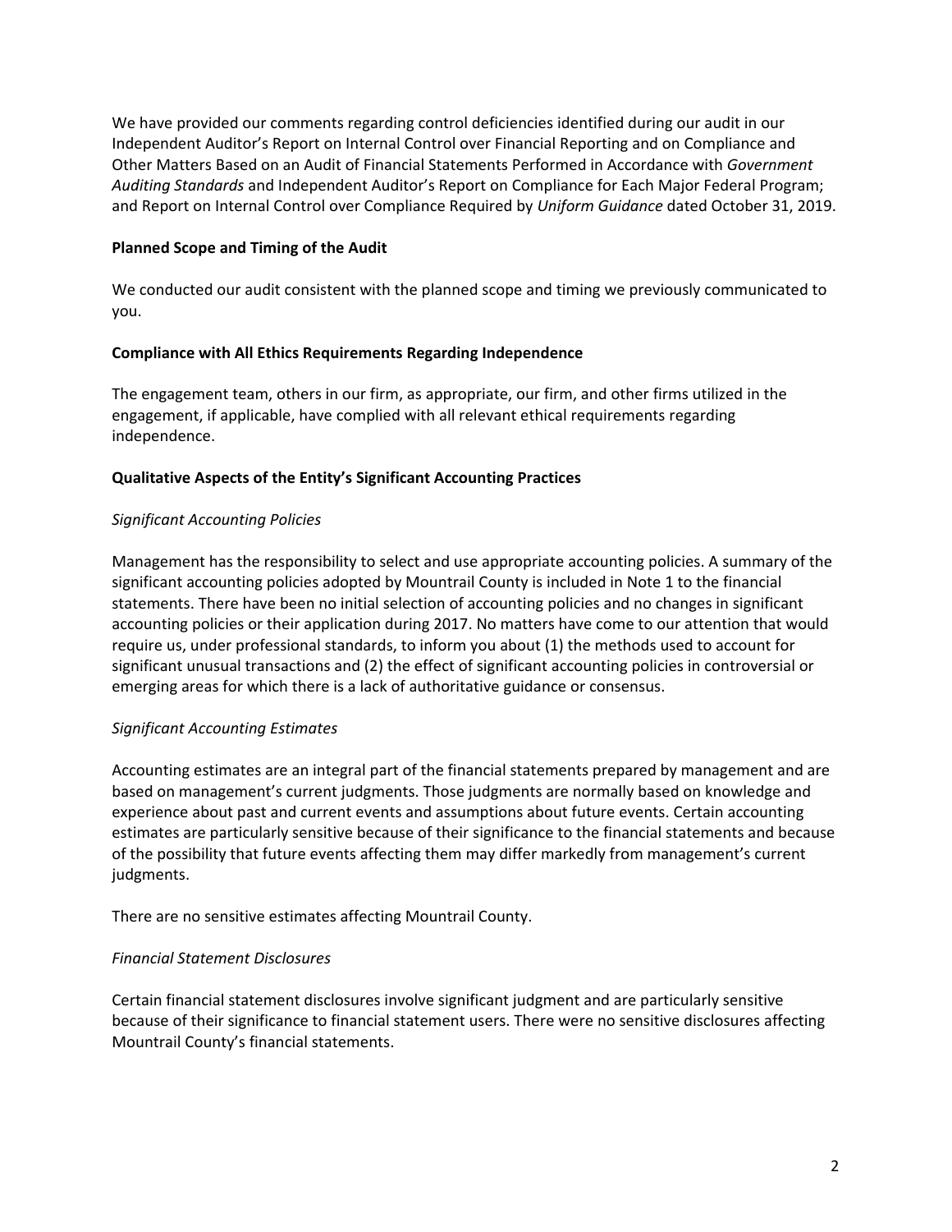We have provided our comments regarding control deficiencies identified during our audit in our Independent Auditor's Report on Internal Control over Financial Reporting and on Compliance and Other Matters Based on an Audit of Financial Statements Performed in Accordance with *Government Auditing Standards* and Independent Auditor's Report on Compliance for Each Major Federal Program; and Report on Internal Control over Compliance Required by *Uniform Guidance* dated October 31, 2019.

**Planned Scope and Timing of the Audit**

We conducted our audit consistent with the planned scope and timing we previously communicated to you.

**Compliance with All Ethics Requirements Regarding Independence**

The engagement team, others in our firm, as appropriate, our firm, and other firms utilized in the engagement, if applicable, have complied with all relevant ethical requirements regarding independence.

**Qualitative Aspects of the Entity's Significant Accounting Practices**

*Significant Accounting Policies*

Management has the responsibility to select and use appropriate accounting policies. A summary of the significant accounting policies adopted by Mountrail County is included in Note 1 to the financial statements. There have been no initial selection of accounting policies and no changes in significant accounting policies or their application during 2017. No matters have come to our attention that would require us, under professional standards, to inform you about (1) the methods used to account for significant unusual transactions and (2) the effect of significant accounting policies in controversial or emerging areas for which there is a lack of authoritative guidance or consensus.

*Significant Accounting Estimates*

Accounting estimates are an integral part of the financial statements prepared by management and are based on management's current judgments. Those judgments are normally based on knowledge and experience about past and current events and assumptions about future events. Certain accounting estimates are particularly sensitive because of their significance to the financial statements and because of the possibility that future events affecting them may differ markedly from management's current judgments.

There are no sensitive estimates affecting Mountrail County.

*Financial Statement Disclosures*

Certain financial statement disclosures involve significant judgment and are particularly sensitive because of their significance to financial statement users. There were no sensitive disclosures affecting Mountrail County's financial statements.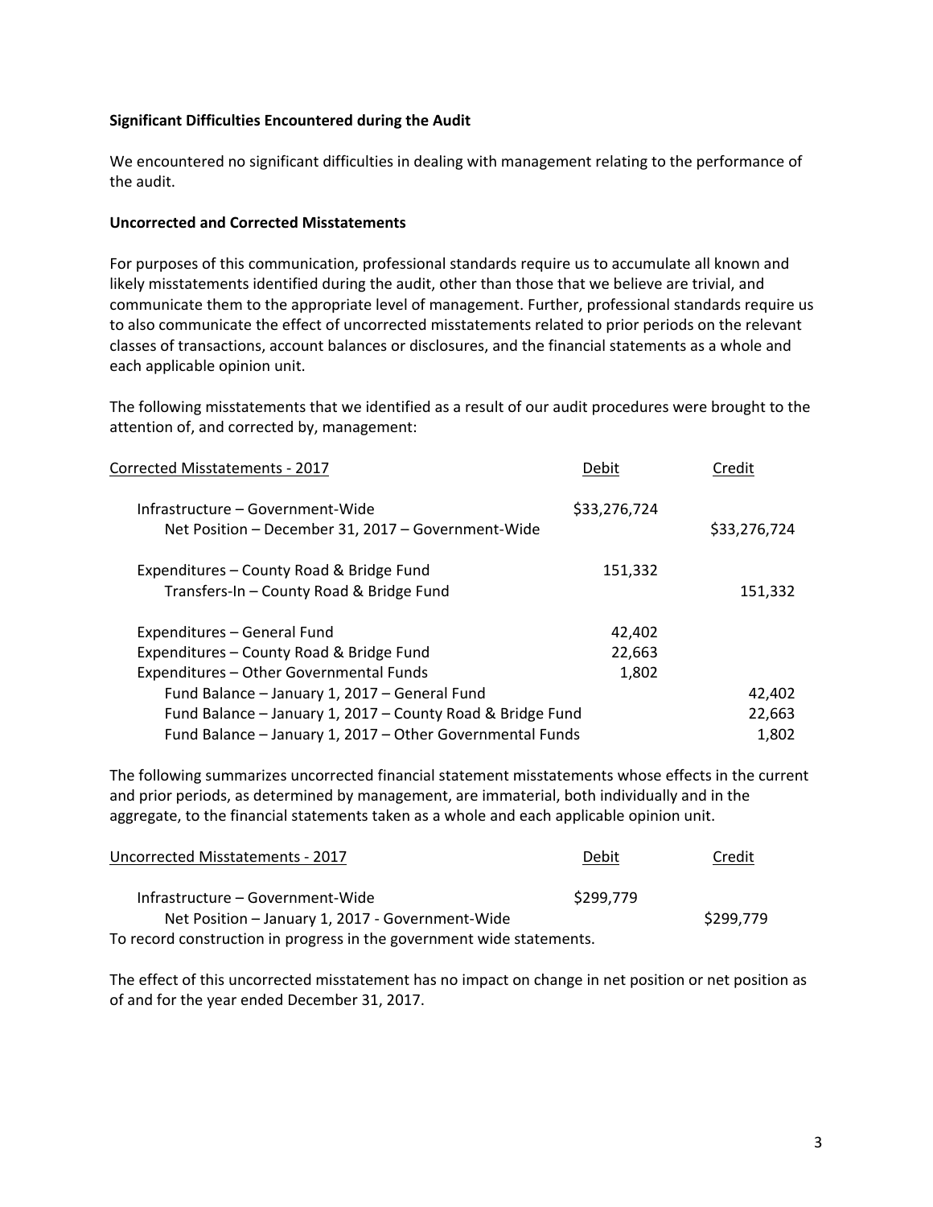**Significant Difficulties Encountered during the Audit**

We encountered no significant difficulties in dealing with management relating to the performance of the audit.

**Uncorrected and Corrected Misstatements**

For purposes of this communication, professional standards require us to accumulate all known and likely misstatements identified during the audit, other than those that we believe are trivial, and communicate them to the appropriate level of management. Further, professional standards require us to also communicate the effect of uncorrected misstatements related to prior periods on the relevant classes of transactions, account balances or disclosures, and the financial statements as a whole and each applicable opinion unit.

The following misstatements that we identified as a result of our audit procedures were brought to the attention of, and corrected by, management:

| Corrected Misstatements - 2017 | Debit | Credit |
|---|---|---|
| Infrastructure – Government-Wide | $33,276,724 | |
| Net Position – December 31, 2017 – Government-Wide | | $33,276,724 |
| | | |
| Expenditures – County Road & Bridge Fund | 151,332 | |
| Transfers-In – County Road & Bridge Fund | | 151,332 |
| | | |
| Expenditures – General Fund | 42,402 | |
| Expenditures – County Road & Bridge Fund | 22,663 | |
| Expenditures – Other Governmental Funds | 1,802 | |
| Fund Balance – January 1, 2017 – General Fund | | 42,402 |
| Fund Balance – January 1, 2017 – County Road & Bridge Fund | | 22,663 |
| Fund Balance – January 1, 2017 – Other Governmental Funds | | 1,802 |

The following summarizes uncorrected financial statement misstatements whose effects in the current and prior periods, as determined by management, are immaterial, both individually and in the aggregate, to the financial statements taken as a whole and each applicable opinion unit.

| Uncorrected Misstatements - 2017 | Debit | Credit |
|---|---|---|
| Infrastructure – Government-Wide | $299,779 | |
| Net Position – January 1, 2017 - Government-Wide | | $299,779 |

To record construction in progress in the government wide statements.

The effect of this uncorrected misstatement has no impact on change in net position or net position as of and for the year ended December 31, 2017.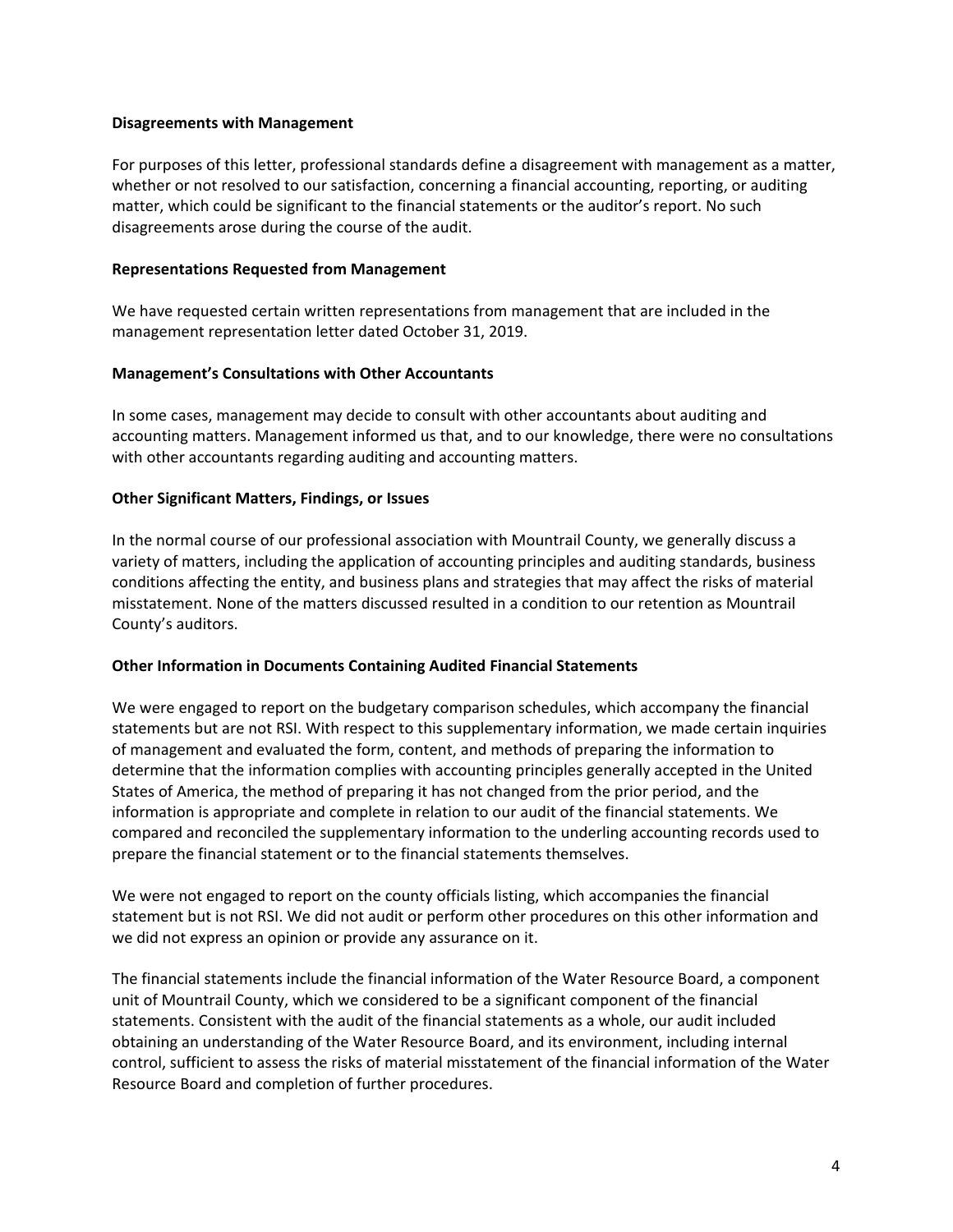**Disagreements with Management**

For purposes of this letter, professional standards define a disagreement with management as a matter, whether or not resolved to our satisfaction, concerning a financial accounting, reporting, or auditing matter, which could be significant to the financial statements or the auditor's report. No such disagreements arose during the course of the audit.

**Representations Requested from Management**

We have requested certain written representations from management that are included in the management representation letter dated October 31, 2019.

**Management's Consultations with Other Accountants**

In some cases, management may decide to consult with other accountants about auditing and accounting matters. Management informed us that, and to our knowledge, there were no consultations with other accountants regarding auditing and accounting matters.

**Other Significant Matters, Findings, or Issues**

In the normal course of our professional association with Mountrail County, we generally discuss a variety of matters, including the application of accounting principles and auditing standards, business conditions affecting the entity, and business plans and strategies that may affect the risks of material misstatement. None of the matters discussed resulted in a condition to our retention as Mountrail County's auditors.

**Other Information in Documents Containing Audited Financial Statements**

We were engaged to report on the budgetary comparison schedules, which accompany the financial statements but are not RSI. With respect to this supplementary information, we made certain inquiries of management and evaluated the form, content, and methods of preparing the information to determine that the information complies with accounting principles generally accepted in the United States of America, the method of preparing it has not changed from the prior period, and the information is appropriate and complete in relation to our audit of the financial statements. We compared and reconciled the supplementary information to the underling accounting records used to prepare the financial statement or to the financial statements themselves.

We were not engaged to report on the county officials listing, which accompanies the financial statement but is not RSI. We did not audit or perform other procedures on this other information and we did not express an opinion or provide any assurance on it.

The financial statements include the financial information of the Water Resource Board, a component unit of Mountrail County, which we considered to be a significant component of the financial statements. Consistent with the audit of the financial statements as a whole, our audit included obtaining an understanding of the Water Resource Board, and its environment, including internal control, sufficient to assess the risks of material misstatement of the financial information of the Water Resource Board and completion of further procedures.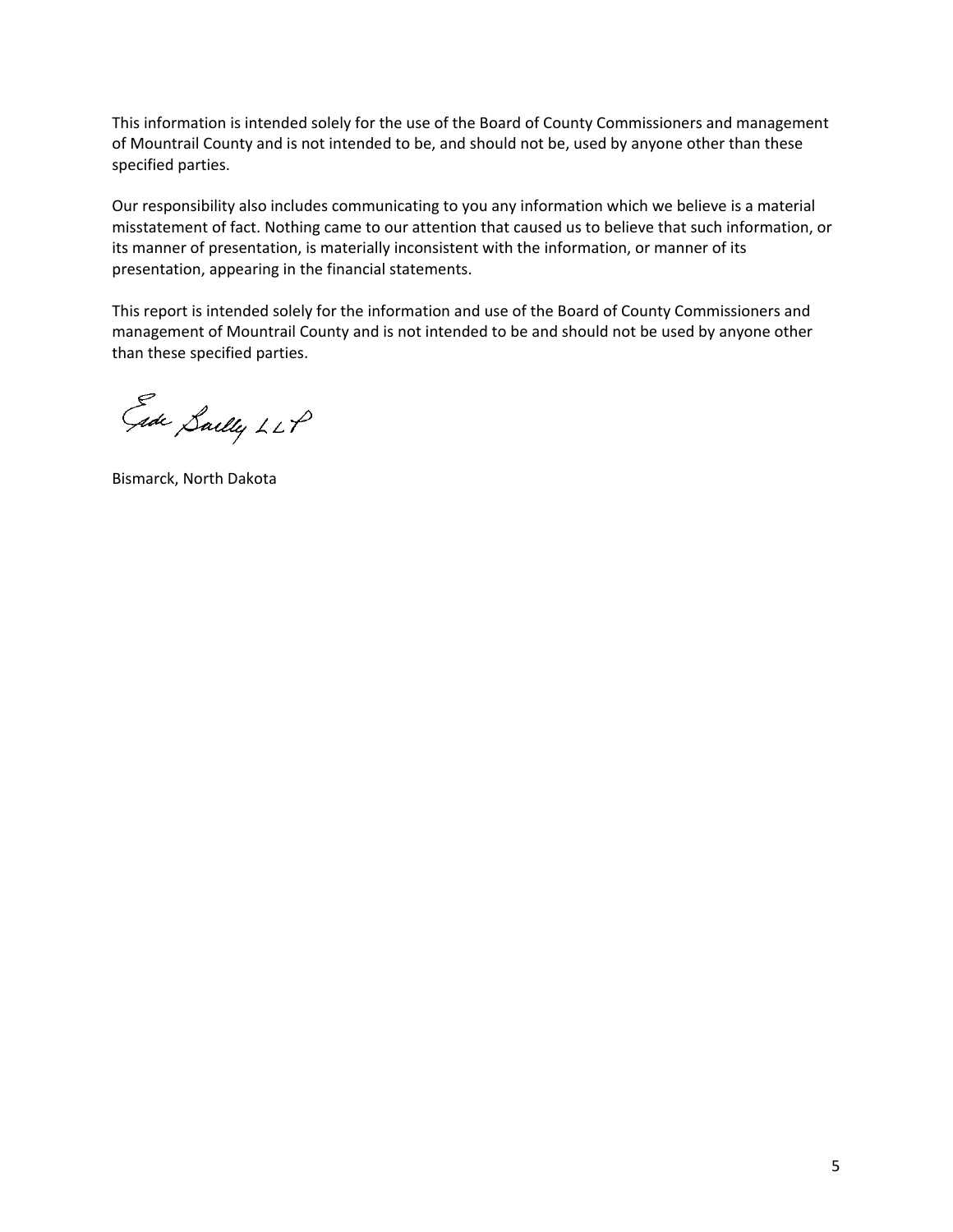This information is intended solely for the use of the Board of County Commissioners and management of Mountrail County and is not intended to be, and should not be, used by anyone other than these specified parties.

Our responsibility also includes communicating to you any information which we believe is a material misstatement of fact. Nothing came to our attention that caused us to believe that such information, or its manner of presentation, is materially inconsistent with the information, or manner of its presentation, appearing in the financial statements.

This report is intended solely for the information and use of the Board of County Commissioners and management of Mountrail County and is not intended to be and should not be used by anyone other than these specified parties.

Eide Bailly LLP

Bismarck, North Dakota